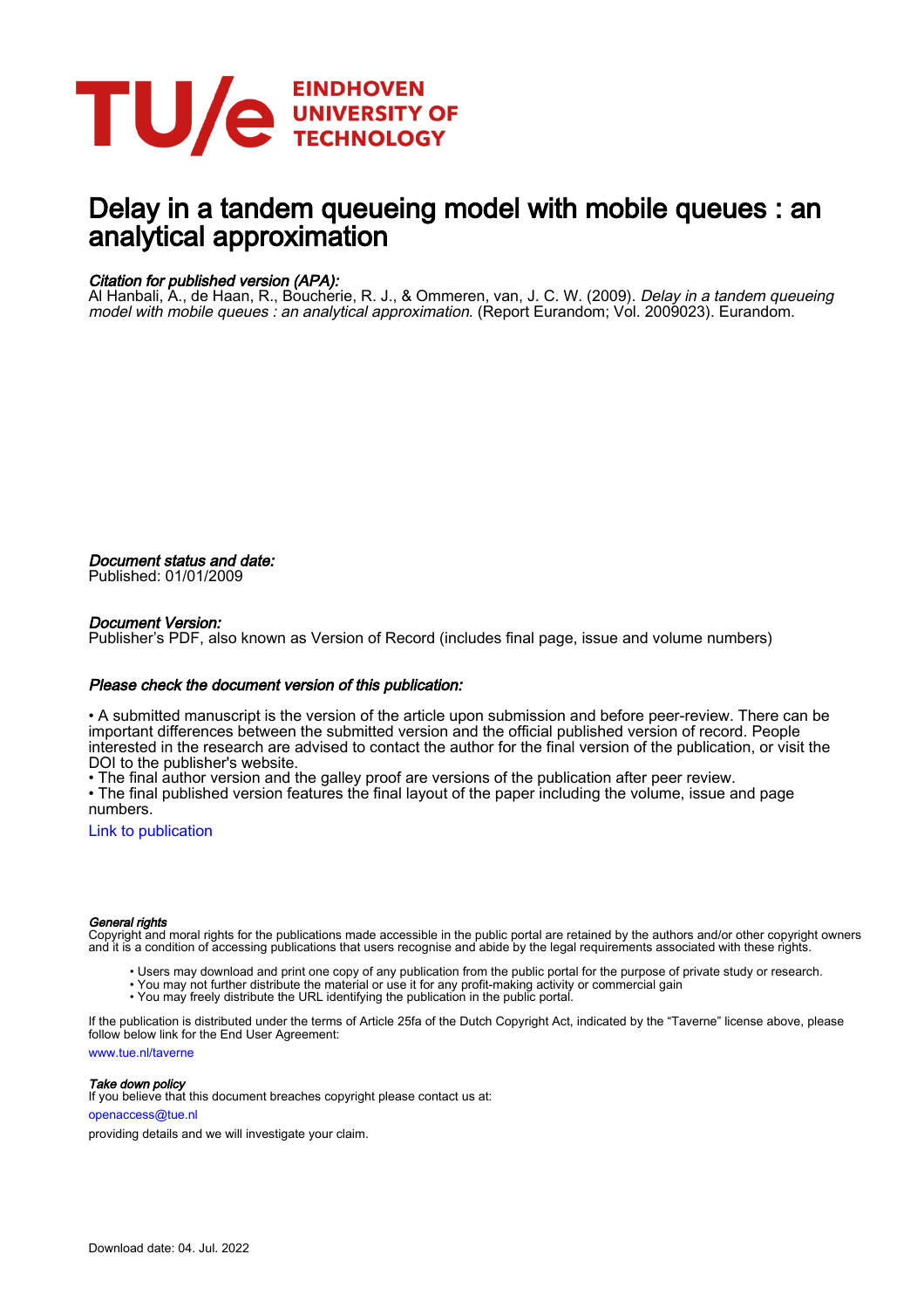EINDHOVEN UNIVERSITY OF TECHNOLOGY

# Delay in a tandem queueing model with mobile queues : an analytical approximation

*Citation for published version (APA):*
Al Hanbali, A., de Haan, R., Boucherie, R. J., & Ommeren, van, J. C. W. (2009). *Delay in a tandem queueing model with mobile queues : an analytical approximation*. (Report Eurandom; Vol. 2009023). Eurandom.

*Document status and date:*
Published: 01/01/2009

*Document Version:*
Publisher's PDF, also known as Version of Record (includes final page, issue and volume numbers)

*Please check the document version of this publication:*

• A submitted manuscript is the version of the article upon submission and before peer-review. There can be important differences between the submitted version and the official published version of record. People interested in the research are advised to contact the author for the final version of the publication, or visit the DOI to the publisher's website.
• The final author version and the galley proof are versions of the publication after peer review.
• The final published version features the final layout of the paper including the volume, issue and page numbers.

Link to publication

*General rights*
Copyright and moral rights for the publications made accessible in the public portal are retained by the authors and/or other copyright owners and it is a condition of accessing publications that users recognise and abide by the legal requirements associated with these rights.

• Users may download and print one copy of any publication from the public portal for the purpose of private study or research.
• You may not further distribute the material or use it for any profit-making activity or commercial gain
• You may freely distribute the URL identifying the publication in the public portal.

If the publication is distributed under the terms of Article 25fa of the Dutch Copyright Act, indicated by the "Taverne" license above, please follow below link for the End User Agreement:

www.tue.nl/taverne

*Take down policy*
If you believe that this document breaches copyright please contact us at:

openaccess@tue.nl

providing details and we will investigate your claim.

Download date: 04. Jul. 2022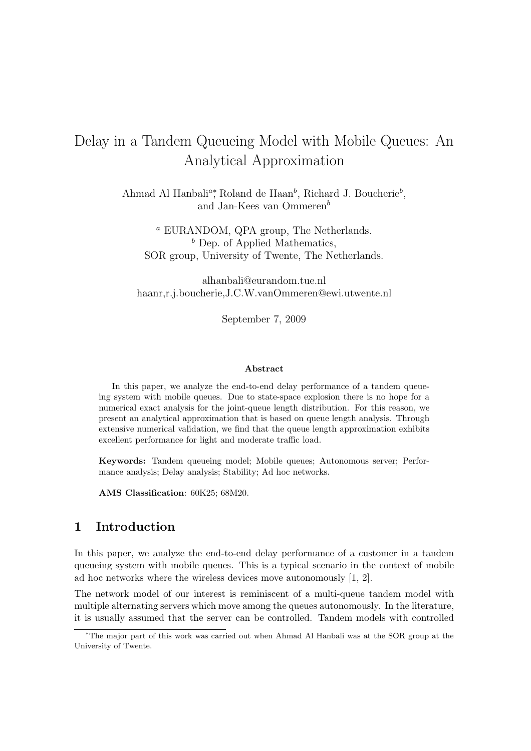# Delay in a Tandem Queueing Model with Mobile Queues: An Analytical Approximation

Ahmad Al Hanbali[a]*, Roland de Haan[b], Richard J. Boucherie[b], and Jan-Kees van Ommeren[b]

[a] EURANDOM, QPA group, The Netherlands.
[b] Dep. of Applied Mathematics, SOR group, University of Twente, The Netherlands.

alhanbali@eurandom.tue.nl
haanr,r.j.boucherie,J.C.W.vanOmmeren@ewi.utwente.nl

September 7, 2009

**Abstract**

In this paper, we analyze the end-to-end delay performance of a tandem queueing system with mobile queues. Due to state-space explosion there is no hope for a numerical exact analysis for the joint-queue length distribution. For this reason, we present an analytical approximation that is based on queue length analysis. Through extensive numerical validation, we find that the queue length approximation exhibits excellent performance for light and moderate traffic load.

**Keywords:** Tandem queueing model; Mobile queues; Autonomous server; Performance analysis; Delay analysis; Stability; Ad hoc networks.

**AMS Classification**: 60K25; 68M20.

## 1 Introduction

In this paper, we analyze the end-to-end delay performance of a customer in a tandem queueing system with mobile queues. This is a typical scenario in the context of mobile ad hoc networks where the wireless devices move autonomously [1, 2].

The network model of our interest is reminiscent of a multi-queue tandem model with multiple alternating servers which move among the queues autonomously. In the literature, it is usually assumed that the server can be controlled. Tandem models with controlled

*The major part of this work was carried out when Ahmad Al Hanbali was at the SOR group at the University of Twente.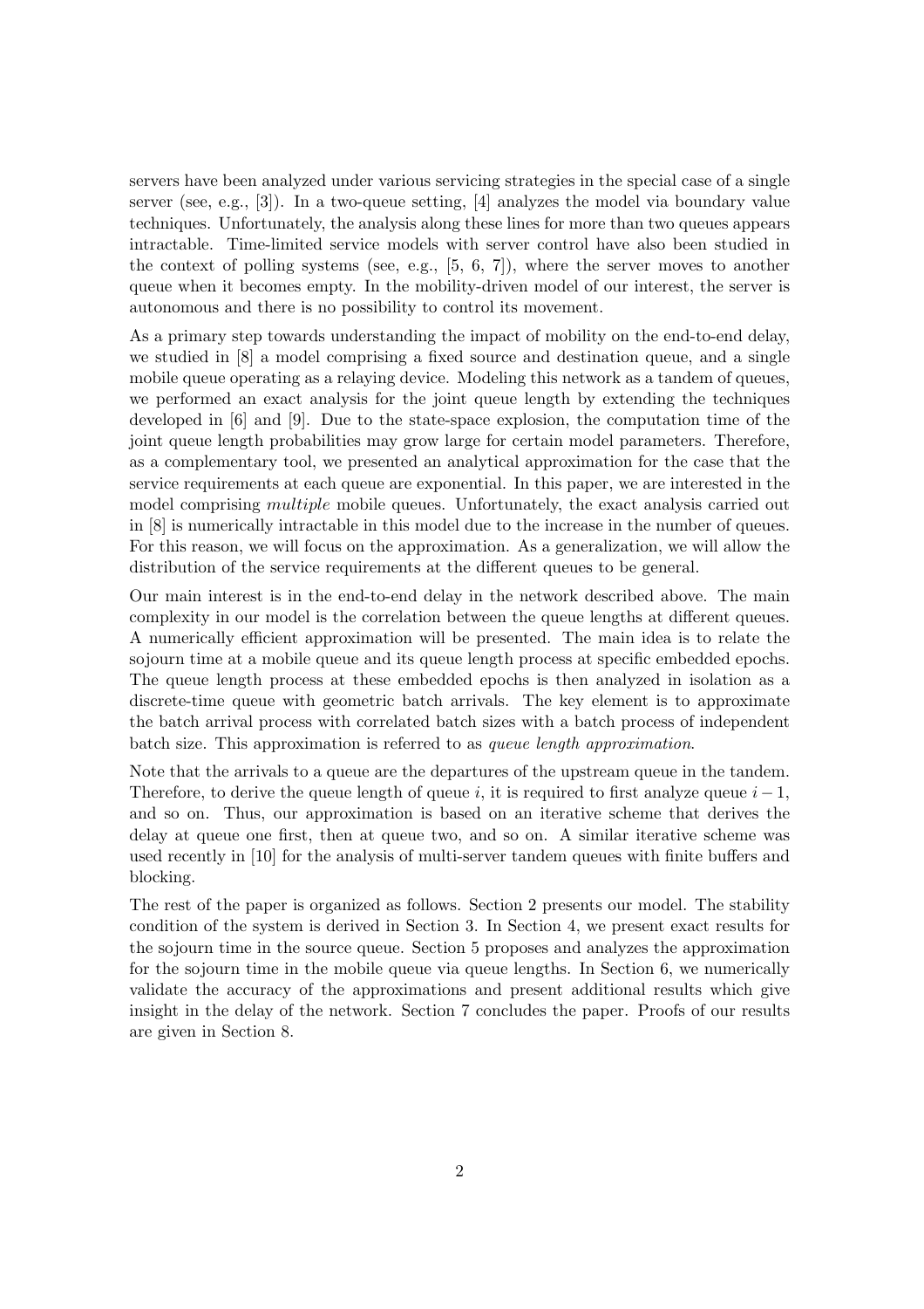servers have been analyzed under various servicing strategies in the special case of a single server (see, e.g., [3]). In a two-queue setting, [4] analyzes the model via boundary value techniques. Unfortunately, the analysis along these lines for more than two queues appears intractable. Time-limited service models with server control have also been studied in the context of polling systems (see, e.g., [5, 6, 7]), where the server moves to another queue when it becomes empty. In the mobility-driven model of our interest, the server is autonomous and there is no possibility to control its movement.

As a primary step towards understanding the impact of mobility on the end-to-end delay, we studied in [8] a model comprising a fixed source and destination queue, and a single mobile queue operating as a relaying device. Modeling this network as a tandem of queues, we performed an exact analysis for the joint queue length by extending the techniques developed in [6] and [9]. Due to the state-space explosion, the computation time of the joint queue length probabilities may grow large for certain model parameters. Therefore, as a complementary tool, we presented an analytical approximation for the case that the service requirements at each queue are exponential. In this paper, we are interested in the model comprising *multiple* mobile queues. Unfortunately, the exact analysis carried out in [8] is numerically intractable in this model due to the increase in the number of queues. For this reason, we will focus on the approximation. As a generalization, we will allow the distribution of the service requirements at the different queues to be general.

Our main interest is in the end-to-end delay in the network described above. The main complexity in our model is the correlation between the queue lengths at different queues. A numerically efficient approximation will be presented. The main idea is to relate the sojourn time at a mobile queue and its queue length process at specific embedded epochs. The queue length process at these embedded epochs is then analyzed in isolation as a discrete-time queue with geometric batch arrivals. The key element is to approximate the batch arrival process with correlated batch sizes with a batch process of independent batch size. This approximation is referred to as *queue length approximation*.

Note that the arrivals to a queue are the departures of the upstream queue in the tandem. Therefore, to derive the queue length of queue $i$, it is required to first analyze queue $i-1$, and so on. Thus, our approximation is based on an iterative scheme that derives the delay at queue one first, then at queue two, and so on. A similar iterative scheme was used recently in [10] for the analysis of multi-server tandem queues with finite buffers and blocking.

The rest of the paper is organized as follows. Section 2 presents our model. The stability condition of the system is derived in Section 3. In Section 4, we present exact results for the sojourn time in the source queue. Section 5 proposes and analyzes the approximation for the sojourn time in the mobile queue via queue lengths. In Section 6, we numerically validate the accuracy of the approximations and present additional results which give insight in the delay of the network. Section 7 concludes the paper. Proofs of our results are given in Section 8.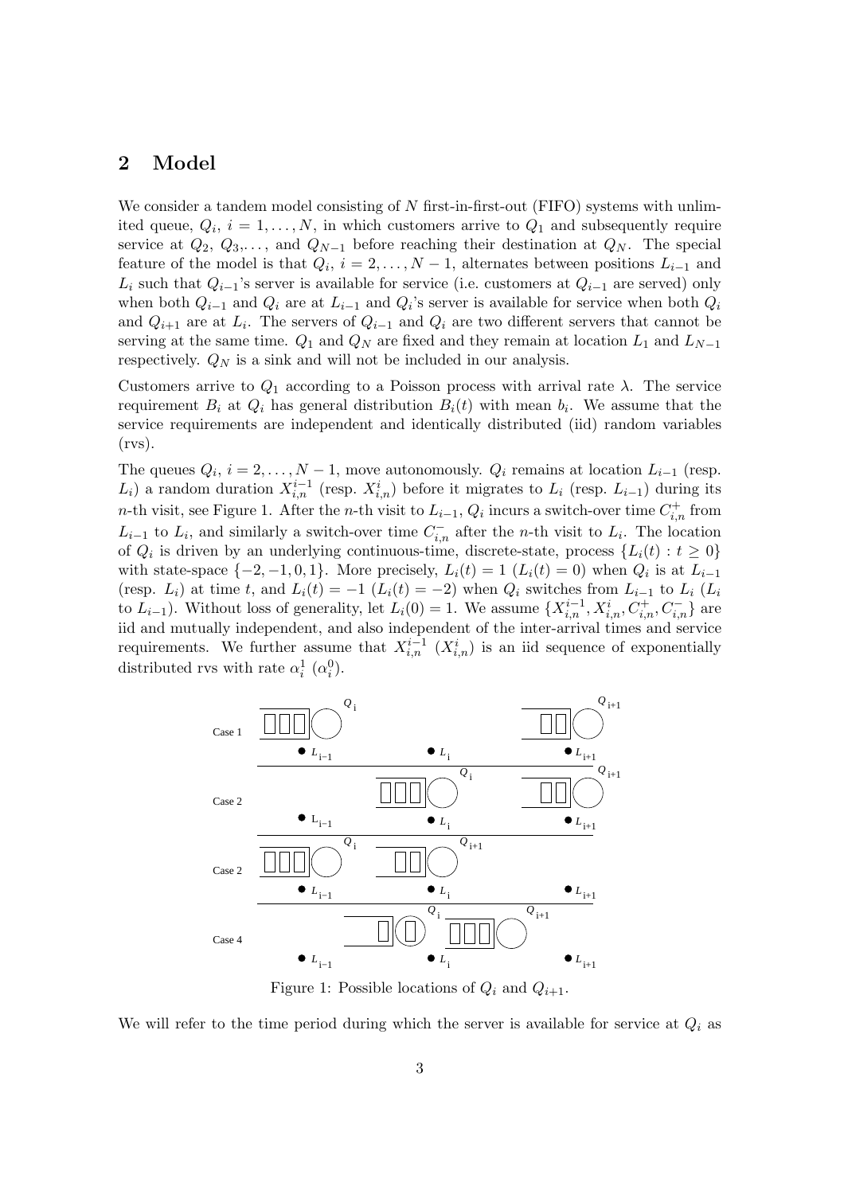## 2 Model

We consider a tandem model consisting of $N$ first-in-first-out (FIFO) systems with unlimited queue, $Q_i$, $i = 1, \ldots, N$, in which customers arrive to $Q_1$ and subsequently require service at $Q_2$, $Q_3, \ldots$, and $Q_{N-1}$ before reaching their destination at $Q_N$. The special feature of the model is that $Q_i$, $i = 2, \ldots, N-1$, alternates between positions $L_{i-1}$ and $L_i$ such that $Q_{i-1}$'s server is available for service (i.e. customers at $Q_{i-1}$ are served) only when both $Q_{i-1}$ and $Q_i$ are at $L_{i-1}$ and $Q_i$'s server is available for service when both $Q_i$ and $Q_{i+1}$ are at $L_i$. The servers of $Q_{i-1}$ and $Q_i$ are two different servers that cannot be serving at the same time. $Q_1$ and $Q_N$ are fixed and they remain at location $L_1$ and $L_{N-1}$ respectively. $Q_N$ is a sink and will not be included in our analysis.

Customers arrive to $Q_1$ according to a Poisson process with arrival rate $\lambda$. The service requirement $B_i$ at $Q_i$ has general distribution $B_i(t)$ with mean $b_i$. We assume that the service requirements are independent and identically distributed (iid) random variables (rvs).

The queues $Q_i$, $i = 2, \ldots, N-1$, move autonomously. $Q_i$ remains at location $L_{i-1}$ (resp. $L_i$) a random duration $X_{i,n}^{i-1}$ (resp. $X_{i,n}^{i}$) before it migrates to $L_i$ (resp. $L_{i-1}$) during its $n$-th visit, see Figure 1. After the $n$-th visit to $L_{i-1}$, $Q_i$ incurs a switch-over time $C_{i,n}^{+}$ from $L_{i-1}$ to $L_i$, and similarly a switch-over time $C_{i,n}^{-}$ after the $n$-th visit to $L_i$. The location of $Q_i$ is driven by an underlying continuous-time, discrete-state, process $\{L_i(t) : t \geq 0\}$ with state-space $\{-2, -1, 0, 1\}$. More precisely, $L_i(t) = 1$ ($L_i(t) = 0$) when $Q_i$ is at $L_{i-1}$ (resp. $L_i$) at time $t$, and $L_i(t) = -1$ ($L_i(t) = -2$) when $Q_i$ switches from $L_{i-1}$ to $L_i$ ($L_i$ to $L_{i-1}$). Without loss of generality, let $L_i(0) = 1$. We assume $\{X_{i,n}^{i-1}, X_{i,n}^{i}, C_{i,n}^{+}, C_{i,n}^{-}\}$ are iid and mutually independent, and also independent of the inter-arrival times and service requirements. We further assume that $X_{i,n}^{i-1}$ ($X_{i,n}^{i}$) is an iid sequence of exponentially distributed rvs with rate $\alpha_i^1$ ($\alpha_i^0$).

Figure 1: Possible locations of $Q_i$ and $Q_{i+1}$.

We will refer to the time period during which the server is available for service at $Q_i$ as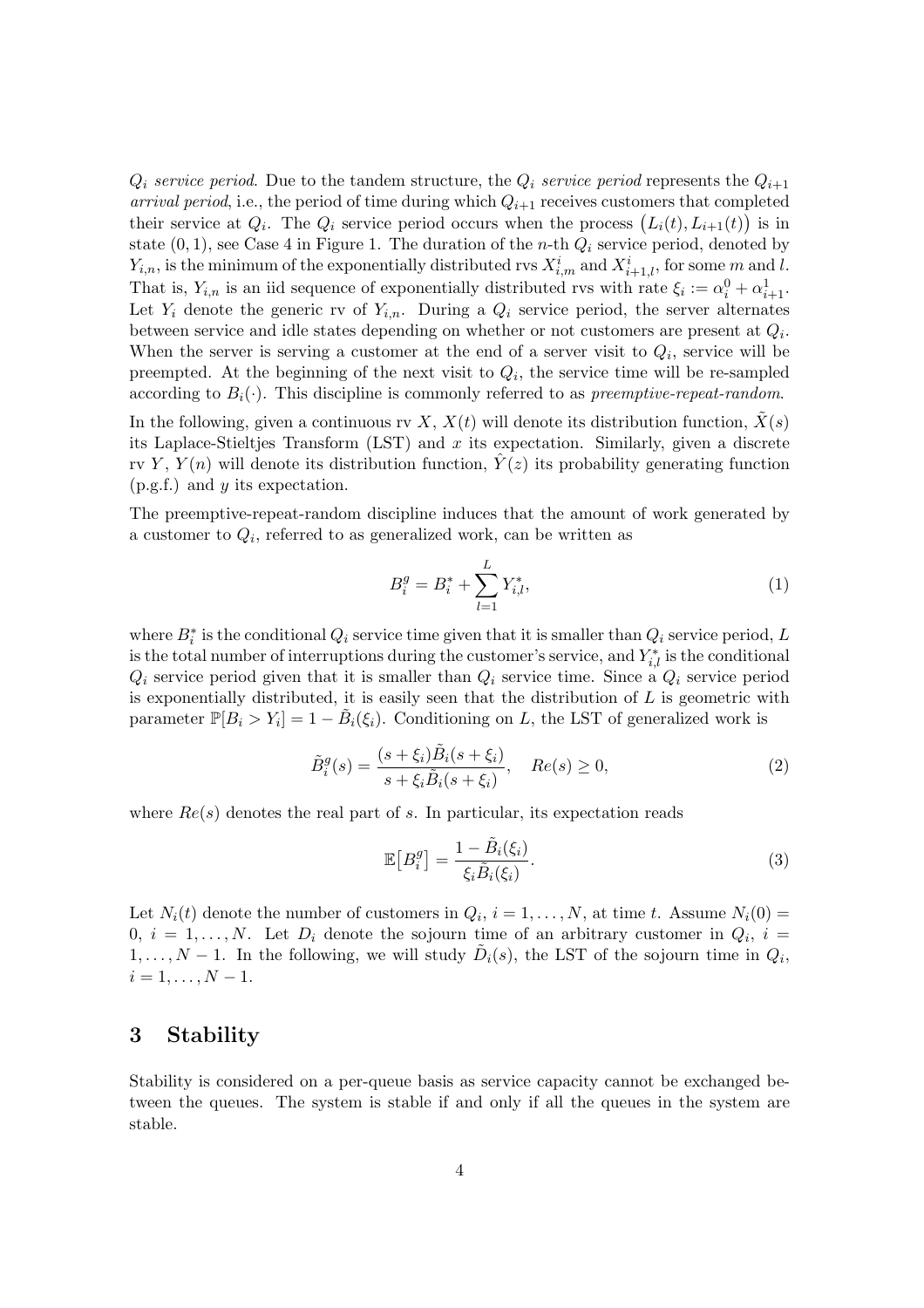$Q_i$ *service period*. Due to the tandem structure, the $Q_i$ *service period* represents the $Q_{i+1}$ *arrival period*, i.e., the period of time during which $Q_{i+1}$ receives customers that completed their service at $Q_i$. The $Q_i$ service period occurs when the process $\big(L_i(t), L_{i+1}(t)\big)$ is in state $(0, 1)$, see Case 4 in Figure 1. The duration of the $n$-th $Q_i$ service period, denoted by $Y_{i,n}$, is the minimum of the exponentially distributed rvs $X^i_{i,m}$ and $X^i_{i+1,l}$, for some $m$ and $l$. That is, $Y_{i,n}$ is an iid sequence of exponentially distributed rvs with rate $\xi_i := \alpha^0_i + \alpha^1_{i+1}$. Let $Y_i$ denote the generic rv of $Y_{i,n}$. During a $Q_i$ service period, the server alternates between service and idle states depending on whether or not customers are present at $Q_i$. When the server is serving a customer at the end of a server visit to $Q_i$, service will be preempted. At the beginning of the next visit to $Q_i$, the service time will be re-sampled according to $B_i(\cdot)$. This discipline is commonly referred to as *preemptive-repeat-random*.

In the following, given a continuous rv $X$, $X(t)$ will denote its distribution function, $\tilde{X}(s)$ its Laplace-Stieltjes Transform (LST) and $x$ its expectation. Similarly, given a discrete rv $Y$, $Y(n)$ will denote its distribution function, $\hat{Y}(z)$ its probability generating function (p.g.f.) and $y$ its expectation.

The preemptive-repeat-random discipline induces that the amount of work generated by a customer to $Q_i$, referred to as generalized work, can be written as

$$B^g_i = B^*_i + \sum_{l=1}^{L} Y^*_{i,l}, \tag{1}$$

where $B^*_i$ is the conditional $Q_i$ service time given that it is smaller than $Q_i$ service period, $L$ is the total number of interruptions during the customer's service, and $Y^*_{i,l}$ is the conditional $Q_i$ service period given that it is smaller than $Q_i$ service time. Since a $Q_i$ service period is exponentially distributed, it is easily seen that the distribution of $L$ is geometric with parameter $\mathbb{P}[B_i > Y_i] = 1 - \tilde{B}_i(\xi_i)$. Conditioning on $L$, the LST of generalized work is

$$\tilde{B}^g_i(s) = \frac{(s + \xi_i)\tilde{B}_i(s + \xi_i)}{s + \xi_i \tilde{B}_i(s + \xi_i)}, \quad Re(s) \geq 0, \tag{2}$$

where $Re(s)$ denotes the real part of $s$. In particular, its expectation reads

$$\mathbb{E}\big[B^g_i\big] = \frac{1 - \tilde{B}_i(\xi_i)}{\xi_i \tilde{B}_i(\xi_i)}. \tag{3}$$

Let $N_i(t)$ denote the number of customers in $Q_i$, $i = 1, \ldots, N$, at time $t$. Assume $N_i(0) = 0$, $i = 1, \ldots, N$. Let $D_i$ denote the sojourn time of an arbitrary customer in $Q_i$, $i = 1, \ldots, N-1$. In the following, we will study $\tilde{D}_i(s)$, the LST of the sojourn time in $Q_i$, $i = 1, \ldots, N-1$.

## 3 Stability

Stability is considered on a per-queue basis as service capacity cannot be exchanged between the queues. The system is stable if and only if all the queues in the system are stable.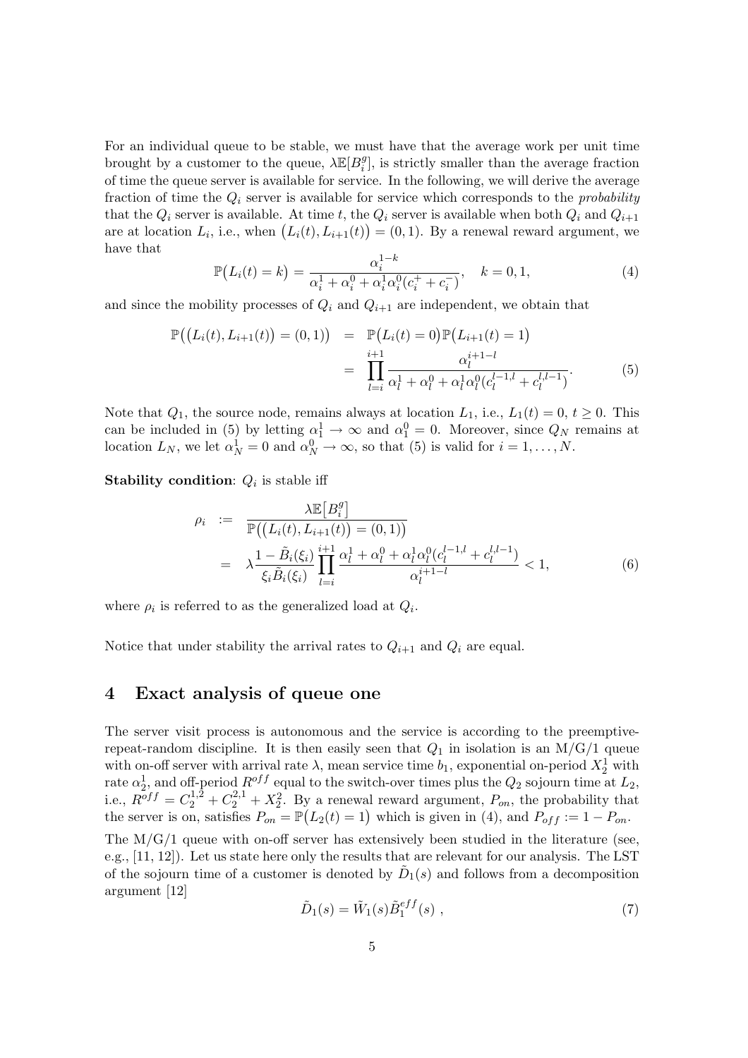For an individual queue to be stable, we must have that the average work per unit time brought by a customer to the queue, $\lambda\mathbb{E}[B_i^g]$, is strictly smaller than the average fraction of time the queue server is available for service. In the following, we will derive the average fraction of time the $Q_i$ server is available for service which corresponds to the *probability* that the $Q_i$ server is available. At time $t$, the $Q_i$ server is available when both $Q_i$ and $Q_{i+1}$ are at location $L_i$, i.e., when $\big(L_i(t), L_{i+1}(t)\big) = (0,1)$. By a renewal reward argument, we have that

$$\mathbb{P}\big(L_i(t) = k\big) = \frac{\alpha_i^{1-k}}{\alpha_i^1 + \alpha_i^0 + \alpha_i^1\alpha_i^0(c_i^+ + c_i^-)}, \quad k = 0, 1, \tag{4}$$

and since the mobility processes of $Q_i$ and $Q_{i+1}$ are independent, we obtain that

$$\begin{aligned}
\mathbb{P}\big(\big(L_i(t), L_{i+1}(t)\big) = (0,1)\big) &= \mathbb{P}\big(L_i(t) = 0\big)\mathbb{P}\big(L_{i+1}(t) = 1\big) \\
&= \prod_{l=i}^{i+1} \frac{\alpha_l^{i+1-l}}{\alpha_l^1 + \alpha_l^0 + \alpha_l^1\alpha_l^0(c_l^{l-1,l} + c_l^{l,l-1})}.
\end{aligned} \tag{5}$$

Note that $Q_1$, the source node, remains always at location $L_1$, i.e., $L_1(t) = 0$, $t \geq 0$. This can be included in (5) by letting $\alpha_1^1 \to \infty$ and $\alpha_1^0 = 0$. Moreover, since $Q_N$ remains at location $L_N$, we let $\alpha_N^1 = 0$ and $\alpha_N^0 \to \infty$, so that (5) is valid for $i = 1, \ldots, N$.

**Stability condition**: $Q_i$ is stable iff

$$\begin{aligned}
\rho_i &:= \frac{\lambda\mathbb{E}\big[B_i^g\big]}{\mathbb{P}\big(\big(L_i(t), L_{i+1}(t)\big) = (0,1)\big)} \\
&= \lambda\frac{1 - \tilde{B}_i(\xi_i)}{\xi_i\tilde{B}_i(\xi_i)} \prod_{l=i}^{i+1} \frac{\alpha_l^1 + \alpha_l^0 + \alpha_l^1\alpha_l^0(c_l^{l-1,l} + c_l^{l,l-1})}{\alpha_l^{i+1-l}} < 1,
\end{aligned} \tag{6}$$

where $\rho_i$ is referred to as the generalized load at $Q_i$.

Notice that under stability the arrival rates to $Q_{i+1}$ and $Q_i$ are equal.

## 4 Exact analysis of queue one

The server visit process is autonomous and the service is according to the preemptive-repeat-random discipline. It is then easily seen that $Q_1$ in isolation is an M/G/1 queue with on-off server with arrival rate $\lambda$, mean service time $b_1$, exponential on-period $X_2^1$ with rate $\alpha_2^1$, and off-period $R^{off}$ equal to the switch-over times plus the $Q_2$ sojourn time at $L_2$, i.e., $R^{off} = C_2^{1,2} + C_2^{2,1} + X_2^2$. By a renewal reward argument, $P_{on}$, the probability that the server is on, satisfies $P_{on} = \mathbb{P}\big(L_2(t) = 1\big)$ which is given in (4), and $P_{off} := 1 - P_{on}$.

The M/G/1 queue with on-off server has extensively been studied in the literature (see, e.g., [11, 12]). Let us state here only the results that are relevant for our analysis. The LST of the sojourn time of a customer is denoted by $\tilde{D}_1(s)$ and follows from a decomposition argument [12]

$$\tilde{D}_1(s) = \tilde{W}_1(s)\tilde{B}_1^{eff}(s)\ , \tag{7}$$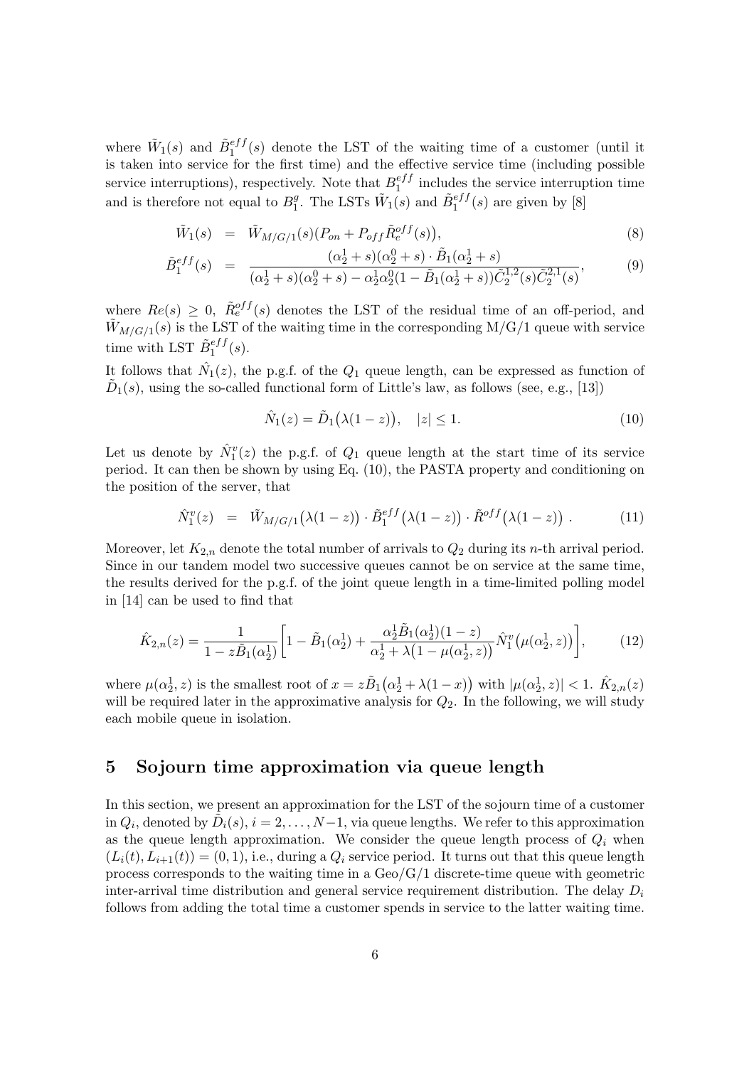where $\tilde{W}_1(s)$ and $\tilde{B}_1^{eff}(s)$ denote the LST of the waiting time of a customer (until it is taken into service for the first time) and the effective service time (including possible service interruptions), respectively. Note that $B_1^{eff}$ includes the service interruption time and is therefore not equal to $B_1^g$. The LSTs $\tilde{W}_1(s)$ and $\tilde{B}_1^{eff}(s)$ are given by [8]

$$\tilde{W}_1(s) = \tilde{W}_{M/G/1}(s)(P_{on} + P_{off}\tilde{R}_e^{off}(s)), \tag{8}$$

$$\tilde{B}_1^{eff}(s) = \frac{(\alpha_2^1 + s)(\alpha_2^0 + s) \cdot \tilde{B}_1(\alpha_2^1 + s)}{(\alpha_2^1 + s)(\alpha_2^0 + s) - \alpha_2^1\alpha_2^0(1 - \tilde{B}_1(\alpha_2^1 + s))\tilde{C}_2^{1,2}(s)\tilde{C}_2^{2,1}(s)}, \tag{9}$$

where $Re(s) \geq 0$, $\tilde{R}_e^{off}(s)$ denotes the LST of the residual time of an off-period, and $\tilde{W}_{M/G/1}(s)$ is the LST of the waiting time in the corresponding M/G/1 queue with service time with LST $\tilde{B}_1^{eff}(s)$.

It follows that $\hat{N}_1(z)$, the p.g.f. of the $Q_1$ queue length, can be expressed as function of $\tilde{D}_1(s)$, using the so-called functional form of Little's law, as follows (see, e.g., [13])

$$\hat{N}_1(z) = \tilde{D}_1\big(\lambda(1-z)\big), \quad |z| \leq 1. \tag{10}$$

Let us denote by $\hat{N}_1^v(z)$ the p.g.f. of $Q_1$ queue length at the start time of its service period. It can then be shown by using Eq. (10), the PASTA property and conditioning on the position of the server, that

$$\hat{N}_1^v(z) = \tilde{W}_{M/G/1}\big(\lambda(1-z)\big) \cdot \tilde{B}_1^{eff}\big(\lambda(1-z)\big) \cdot \tilde{R}^{off}\big(\lambda(1-z)\big)\,. \tag{11}$$

Moreover, let $K_{2,n}$ denote the total number of arrivals to $Q_2$ during its $n$-th arrival period. Since in our tandem model two successive queues cannot be on service at the same time, the results derived for the p.g.f. of the joint queue length in a time-limited polling model in [14] can be used to find that

$$\hat{K}_{2,n}(z) = \frac{1}{1 - z\tilde{B}_1(\alpha_2^1)}\left[1 - \tilde{B}_1(\alpha_2^1) + \frac{\alpha_2^1\tilde{B}_1(\alpha_2^1)(1-z)}{\alpha_2^1 + \lambda\big(1 - \mu(\alpha_2^1, z)\big)}\hat{N}_1^v\big(\mu(\alpha_2^1, z)\big)\right], \tag{12}$$

where $\mu(\alpha_2^1, z)$ is the smallest root of $x = z\tilde{B}_1\big(\alpha_2^1 + \lambda(1-x)\big)$ with $|\mu(\alpha_2^1, z)| < 1$. $\hat{K}_{2,n}(z)$ will be required later in the approximative analysis for $Q_2$. In the following, we will study each mobile queue in isolation.

## 5 Sojourn time approximation via queue length

In this section, we present an approximation for the LST of the sojourn time of a customer in $Q_i$, denoted by $\tilde{D}_i(s)$, $i = 2, \ldots, N-1$, via queue lengths. We refer to this approximation as the queue length approximation. We consider the queue length process of $Q_i$ when $(L_i(t), L_{i+1}(t)) = (0, 1)$, i.e., during a $Q_i$ service period. It turns out that this queue length process corresponds to the waiting time in a Geo/G/1 discrete-time queue with geometric inter-arrival time distribution and general service requirement distribution. The delay $D_i$ follows from adding the total time a customer spends in service to the latter waiting time.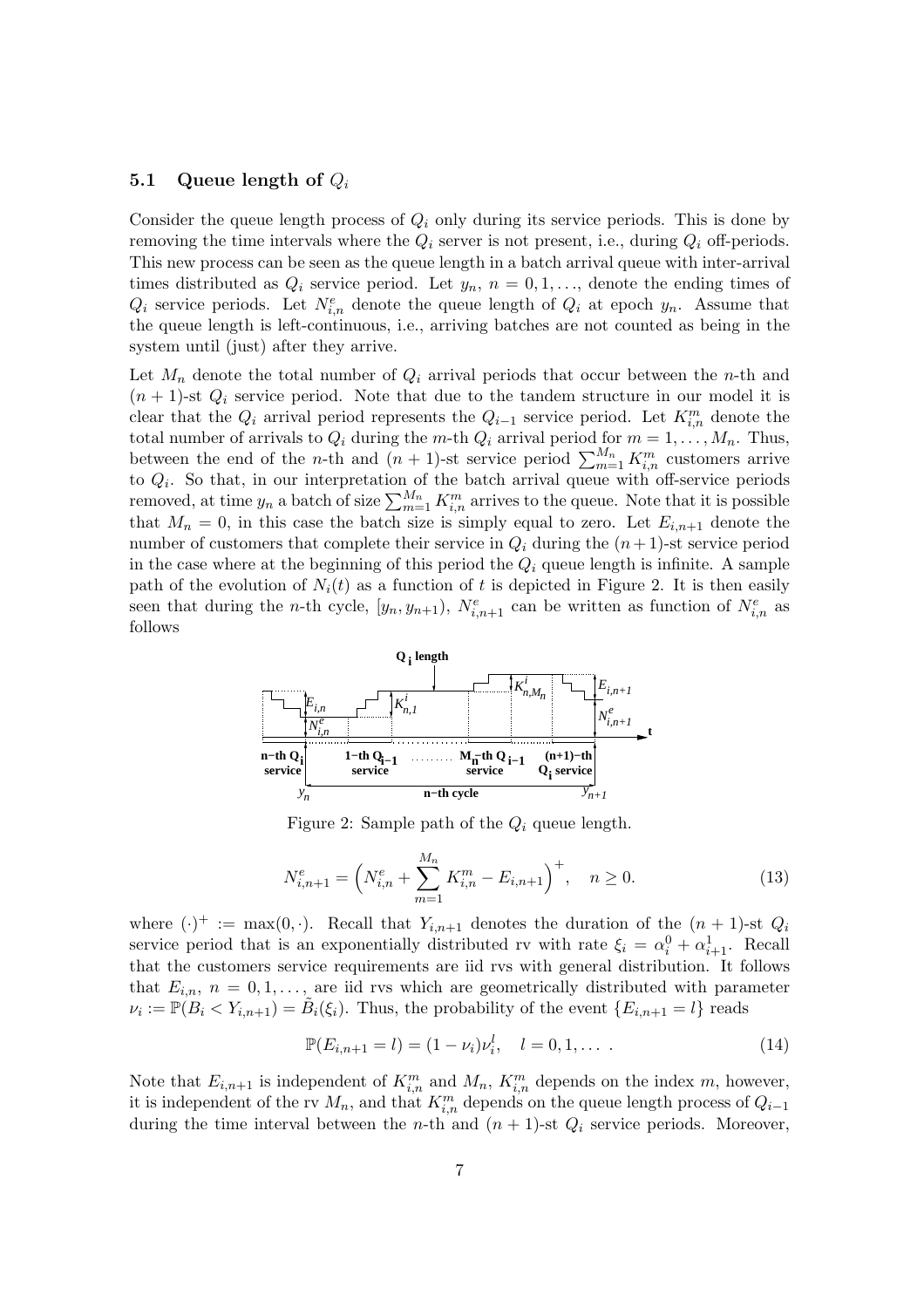### 5.1 Queue length of $Q_i$

Consider the queue length process of $Q_i$ only during its service periods. This is done by removing the time intervals where the $Q_i$ server is not present, i.e., during $Q_i$ off-periods. This new process can be seen as the queue length in a batch arrival queue with inter-arrival times distributed as $Q_i$ service period. Let $y_n$, $n = 0, 1, \ldots$, denote the ending times of $Q_i$ service periods. Let $N^e_{i,n}$ denote the queue length of $Q_i$ at epoch $y_n$. Assume that the queue length is left-continuous, i.e., arriving batches are not counted as being in the system until (just) after they arrive.

Let $M_n$ denote the total number of $Q_i$ arrival periods that occur between the $n$-th and $(n+1)$-st $Q_i$ service period. Note that due to the tandem structure in our model it is clear that the $Q_i$ arrival period represents the $Q_{i-1}$ service period. Let $K^m_{i,n}$ denote the total number of arrivals to $Q_i$ during the $m$-th $Q_i$ arrival period for $m = 1, \ldots, M_n$. Thus, between the end of the $n$-th and $(n+1)$-st service period $\sum_{m=1}^{M_n} K^m_{i,n}$ customers arrive to $Q_i$. So that, in our interpretation of the batch arrival queue with off-service periods removed, at time $y_n$ a batch of size $\sum_{m=1}^{M_n} K^m_{i,n}$ arrives to the queue. Note that it is possible that $M_n = 0$, in this case the batch size is simply equal to zero. Let $E_{i,n+1}$ denote the number of customers that complete their service in $Q_i$ during the $(n+1)$-st service period in the case where at the beginning of this period the $Q_i$ queue length is infinite. A sample path of the evolution of $N_i(t)$ as a function of $t$ is depicted in Figure 2. It is then easily seen that during the $n$-th cycle, $[y_n, y_{n+1})$, $N^e_{i,n+1}$ can be written as function of $N^e_{i,n}$ as follows

Figure 2: Sample path of the $Q_i$ queue length.

$$N^e_{i,n+1} = \Big(N^e_{i,n} + \sum_{m=1}^{M_n} K^m_{i,n} - E_{i,n+1}\Big)^+, \quad n \geq 0. \tag{13}$$

where $(\cdot)^+ := \max(0, \cdot)$. Recall that $Y_{i,n+1}$ denotes the duration of the $(n+1)$-st $Q_i$ service period that is an exponentially distributed rv with rate $\xi_i = \alpha^0_i + \alpha^1_{i+1}$. Recall that the customers service requirements are iid rvs with general distribution. It follows that $E_{i,n}$, $n = 0, 1, \ldots$, are iid rvs which are geometrically distributed with parameter $\nu_i := \mathbb{P}(B_i < Y_{i,n+1}) = \tilde{B}_i(\xi_i)$. Thus, the probability of the event $\{E_{i,n+1} = l\}$ reads

$$\mathbb{P}(E_{i,n+1} = l) = (1 - \nu_i)\nu_i^l, \quad l = 0, 1, \ldots \,. \tag{14}$$

Note that $E_{i,n+1}$ is independent of $K^m_{i,n}$ and $M_n$, $K^m_{i,n}$ depends on the index $m$, however, it is independent of the rv $M_n$, and that $K^m_{i,n}$ depends on the queue length process of $Q_{i-1}$ during the time interval between the $n$-th and $(n+1)$-st $Q_i$ service periods. Moreover,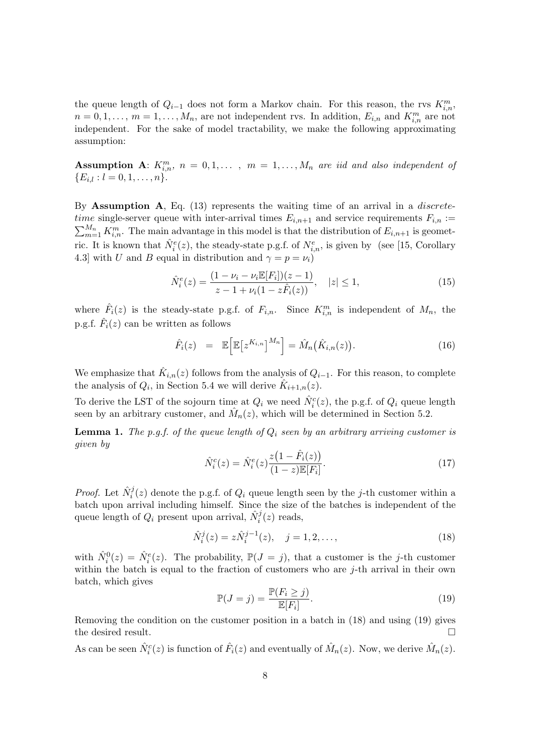the queue length of $Q_{i-1}$ does not form a Markov chain. For this reason, the rvs $K^m_{i,n}$, $n = 0, 1, \ldots$, $m = 1, \ldots, M_n$, are not independent rvs. In addition, $E_{i,n}$ and $K^m_{i,n}$ are not independent. For the sake of model tractability, we make the following approximating assumption:

**Assumption A**: *$K^m_{i,n}$, $n = 0, 1, \ldots$ , $m = 1, \ldots, M_n$ are iid and also independent of $\{E_{i,l} : l = 0, 1, \ldots, n\}$.*

By **Assumption A**, Eq. (13) represents the waiting time of an arrival in a *discrete-time* single-server queue with inter-arrival times $E_{i,n+1}$ and service requirements $F_{i,n} := \sum_{m=1}^{M_n} K^m_{i,n}$. The main advantage in this model is that the distribution of $E_{i,n+1}$ is geometric. It is known that $\hat{N}^e_i(z)$, the steady-state p.g.f. of $N^e_{i,n}$, is given by (see [15, Corollary 4.3] with $U$ and $B$ equal in distribution and $\gamma = p = \nu_i$)

$$\hat{N}^e_i(z) = \frac{(1 - \nu_i - \nu_i \mathbb{E}[F_i])(z - 1)}{z - 1 + \nu_i(1 - z\hat{F}_i(z))}, \quad |z| \leq 1, \tag{15}$$

where $\hat{F}_i(z)$ is the steady-state p.g.f. of $F_{i,n}$. Since $K^m_{i,n}$ is independent of $M_n$, the p.g.f. $\hat{F}_i(z)$ can be written as follows

$$\hat{F}_i(z) \;\; = \;\; \mathbb{E}\Big[\mathbb{E}\big[z^{K_{i,n}}\big]^{M_n}\Big] = \hat{M}_n\big(\hat{K}_{i,n}(z)\big). \tag{16}$$

We emphasize that $\hat{K}_{i,n}(z)$ follows from the analysis of $Q_{i-1}$. For this reason, to complete the analysis of $Q_i$, in Section 5.4 we will derive $\hat{K}_{i+1,n}(z)$.

To derive the LST of the sojourn time at $Q_i$ we need $\hat{N}^c_i(z)$, the p.g.f. of $Q_i$ queue length seen by an arbitrary customer, and $\hat{M}_n(z)$, which will be determined in Section 5.2.

**Lemma 1.** *The p.g.f. of the queue length of $Q_i$ seen by an arbitrary arriving customer is given by*

$$\hat{N}^c_i(z) = \hat{N}^e_i(z)\frac{z\big(1 - \hat{F}_i(z)\big)}{(1 - z)\mathbb{E}[F_i]}. \tag{17}$$

*Proof.* Let $\hat{N}^j_i(z)$ denote the p.g.f. of $Q_i$ queue length seen by the $j$-th customer within a batch upon arrival including himself. Since the size of the batches is independent of the queue length of $Q_i$ present upon arrival, $\hat{N}^j_i(z)$ reads,

$$\hat{N}^j_i(z) = z\hat{N}^{j-1}_i(z), \quad j = 1, 2, \ldots, \tag{18}$$

with $\hat{N}^0_i(z) = \hat{N}^e_i(z)$. The probability, $\mathbb{P}(J = j)$, that a customer is the $j$-th customer within the batch is equal to the fraction of customers who are $j$-th arrival in their own batch, which gives

$$\mathbb{P}(J = j) = \frac{\mathbb{P}(F_i \geq j)}{\mathbb{E}[F_i]}. \tag{19}$$

Removing the condition on the customer position in a batch in (18) and using (19) gives the desired result. $\square$

As can be seen $\hat{N}^c_i(z)$ is function of $\hat{F}_i(z)$ and eventually of $\hat{M}_n(z)$. Now, we derive $\hat{M}_n(z)$.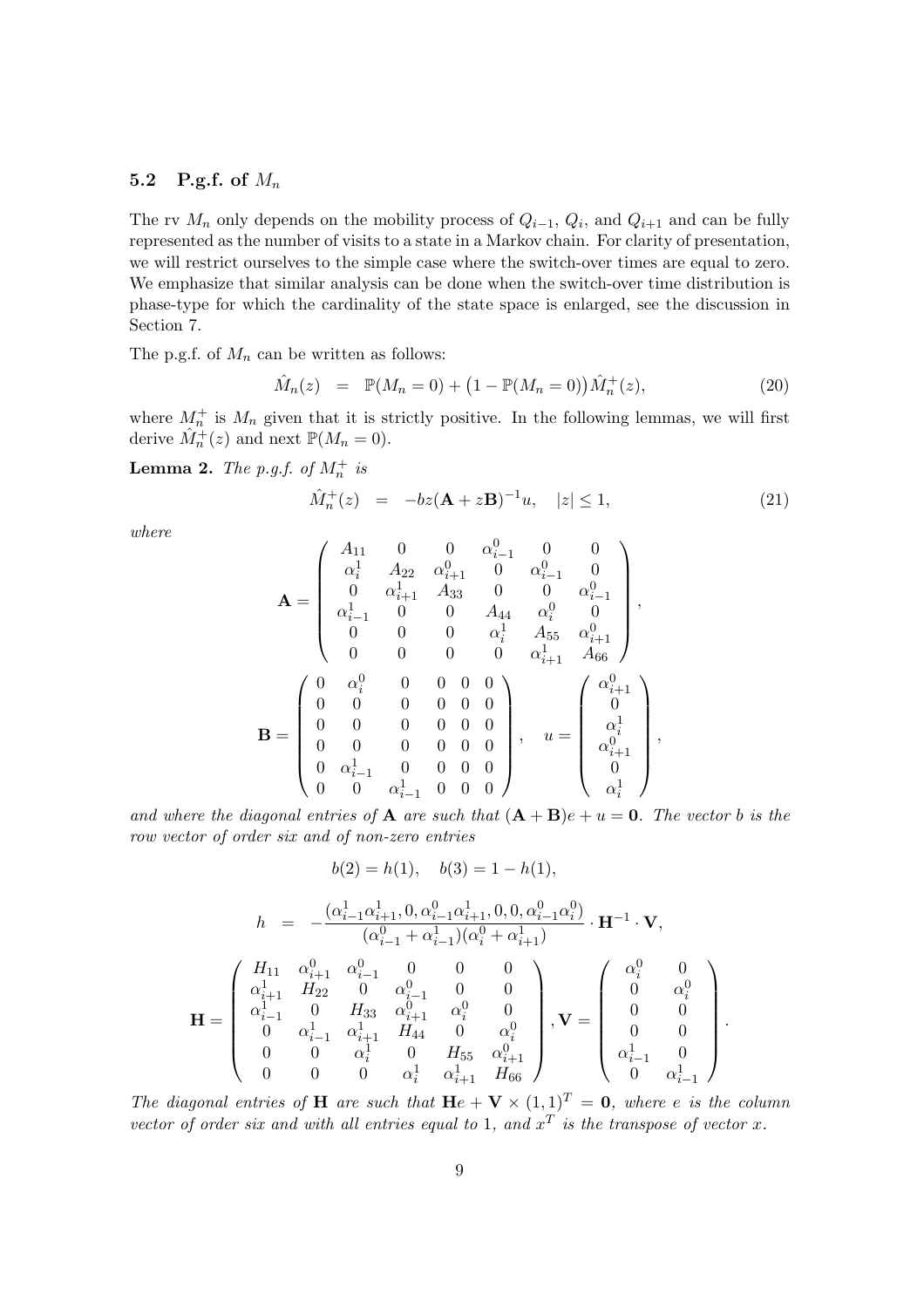### 5.2 P.g.f. of $M_n$

The rv $M_n$ only depends on the mobility process of $Q_{i-1}$, $Q_i$, and $Q_{i+1}$ and can be fully represented as the number of visits to a state in a Markov chain. For clarity of presentation, we will restrict ourselves to the simple case where the switch-over times are equal to zero. We emphasize that similar analysis can be done when the switch-over time distribution is phase-type for which the cardinality of the state space is enlarged, see the discussion in Section 7.

The p.g.f. of $M_n$ can be written as follows:

$$\hat{M}_n(z) \;\; = \;\; \mathbb{P}(M_n = 0) + \big(1 - \mathbb{P}(M_n = 0)\big)\hat{M}_n^+(z), \tag{20}$$

where $M_n^+$ is $M_n$ given that it is strictly positive. In the following lemmas, we will first derive $\hat{M}_n^+(z)$ and next $\mathbb{P}(M_n = 0)$.

**Lemma 2.** *The p.g.f. of $M_n^+$ is*

$$\hat{M}_n^+(z) \;\; = \;\; -bz(\mathbf{A} + z\mathbf{B})^{-1}u, \quad |z| \leq 1, \tag{21}$$

*where*

$$\mathbf{A} = \begin{pmatrix} A_{11} & 0 & 0 & \alpha_{i-1}^0 & 0 & 0 \\ \alpha_i^1 & A_{22} & \alpha_{i+1}^0 & 0 & \alpha_{i-1}^0 & 0 \\ 0 & \alpha_{i+1}^1 & A_{33} & 0 & 0 & \alpha_{i-1}^0 \\ \alpha_{i-1}^1 & 0 & 0 & A_{44} & \alpha_i^0 & 0 \\ 0 & 0 & 0 & \alpha_i^1 & A_{55} & \alpha_{i+1}^0 \\ 0 & 0 & 0 & 0 & \alpha_{i+1}^1 & A_{66} \end{pmatrix},$$

$$\mathbf{B} = \begin{pmatrix} 0 & \alpha_i^0 & 0 & 0 & 0 & 0 \\ 0 & 0 & 0 & 0 & 0 & 0 \\ 0 & 0 & 0 & 0 & 0 & 0 \\ 0 & 0 & 0 & 0 & 0 & 0 \\ 0 & \alpha_{i-1}^1 & 0 & 0 & 0 & 0 \\ 0 & 0 & \alpha_{i-1}^1 & 0 & 0 & 0 \end{pmatrix}, \quad u = \begin{pmatrix} \alpha_{i+1}^0 \\ 0 \\ \alpha_i^1 \\ \alpha_{i+1}^0 \\ 0 \\ \alpha_i^1 \end{pmatrix},$$

*and where the diagonal entries of $\mathbf{A}$ are such that $(\mathbf{A} + \mathbf{B})e + u = \mathbf{0}$. The vector $b$ is the row vector of order six and of non-zero entries*

$$b(2) = h(1), \quad b(3) = 1 - h(1),$$

$$h \;\; = \;\; -\frac{(\alpha_{i-1}^1\alpha_{i+1}^1, 0, \alpha_{i-1}^0\alpha_{i+1}^1, 0, 0, \alpha_{i-1}^0\alpha_i^0)}{(\alpha_{i-1}^0 + \alpha_{i-1}^1)(\alpha_i^0 + \alpha_{i+1}^1)} \cdot \mathbf{H}^{-1} \cdot \mathbf{V},$$

$$\mathbf{H} = \begin{pmatrix} H_{11} & \alpha_{i+1}^0 & \alpha_{i-1}^0 & 0 & 0 & 0 \\ \alpha_{i+1}^1 & H_{22} & 0 & \alpha_{i-1}^0 & 0 & 0 \\ \alpha_{i-1}^1 & 0 & H_{33} & \alpha_{i+1}^0 & \alpha_i^0 & 0 \\ 0 & \alpha_{i-1}^1 & \alpha_{i+1}^1 & H_{44} & 0 & \alpha_i^0 \\ 0 & 0 & \alpha_i^1 & 0 & H_{55} & \alpha_{i+1}^0 \\ 0 & 0 & 0 & \alpha_i^1 & \alpha_{i+1}^1 & H_{66} \end{pmatrix}, \mathbf{V} = \begin{pmatrix} \alpha_i^0 & 0 \\ 0 & \alpha_i^0 \\ 0 & 0 \\ 0 & 0 \\ \alpha_{i-1}^1 & 0 \\ 0 & \alpha_{i-1}^1 \end{pmatrix}.$$

*The diagonal entries of $\mathbf{H}$ are such that $\mathbf{H}e + \mathbf{V} \times (1, 1)^T = \mathbf{0}$, where $e$ is the column vector of order six and with all entries equal to 1, and $x^T$ is the transpose of vector $x$.*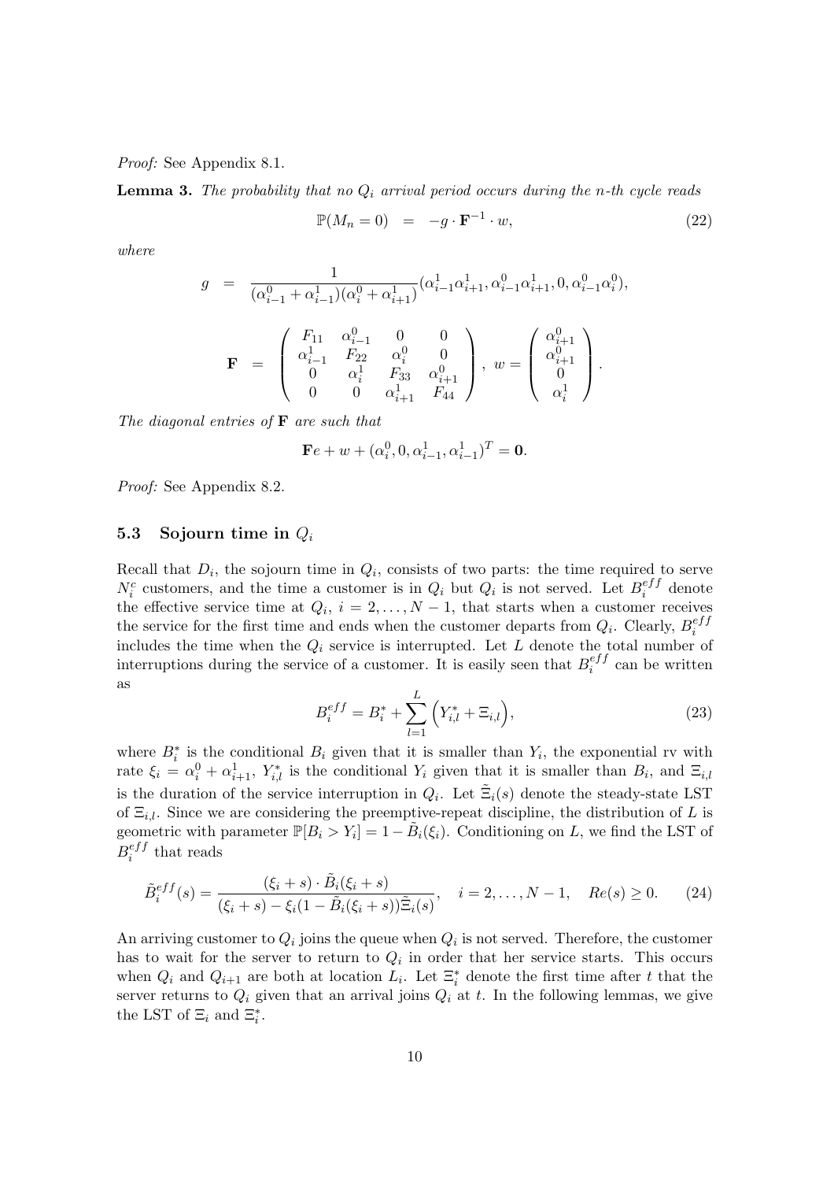*Proof:* See Appendix 8.1.

**Lemma 3.** *The probability that no $Q_i$ arrival period occurs during the n-th cycle reads*

$$\mathbb{P}(M_n = 0) \;\; = \;\; -g \cdot \mathbf{F}^{-1} \cdot w, \tag{22}$$

*where*

$$g \;\; = \;\; \frac{1}{(\alpha_{i-1}^0 + \alpha_{i-1}^1)(\alpha_i^0 + \alpha_{i+1}^1)}(\alpha_{i-1}^1\alpha_{i+1}^1, \alpha_{i-1}^0\alpha_{i+1}^1, 0, \alpha_{i-1}^0\alpha_i^0),$$

$$\mathbf{F} \;\; = \;\; \begin{pmatrix} F_{11} & \alpha_{i-1}^0 & 0 & 0 \\ \alpha_{i-1}^1 & F_{22} & \alpha_i^0 & 0 \\ 0 & \alpha_i^1 & F_{33} & \alpha_{i+1}^0 \\ 0 & 0 & \alpha_{i+1}^1 & F_{44} \end{pmatrix}, \;\; w = \begin{pmatrix} \alpha_{i+1}^0 \\ \alpha_{i+1}^0 \\ 0 \\ \alpha_i^1 \end{pmatrix}.$$

*The diagonal entries of* $\mathbf{F}$ *are such that*

$$\mathbf{F}e + w + (\alpha_i^0, 0, \alpha_{i-1}^1, \alpha_{i-1}^1)^T = \mathbf{0}.$$

*Proof:* See Appendix 8.2.

### 5.3 Sojourn time in $Q_i$

Recall that $D_i$, the sojourn time in $Q_i$, consists of two parts: the time required to serve $N_i^c$ customers, and the time a customer is in $Q_i$ but $Q_i$ is not served. Let $B_i^{eff}$ denote the effective service time at $Q_i$, $i = 2, \ldots, N-1$, that starts when a customer receives the service for the first time and ends when the customer departs from $Q_i$. Clearly, $B_i^{eff}$ includes the time when the $Q_i$ service is interrupted. Let $L$ denote the total number of interruptions during the service of a customer. It is easily seen that $B_i^{eff}$ can be written as

$$B_i^{eff} = B_i^* + \sum_{l=1}^{L} \Big( Y_{i,l}^* + \Xi_{i,l} \Big), \tag{23}$$

where $B_i^*$ is the conditional $B_i$ given that it is smaller than $Y_i$, the exponential rv with rate $\xi_i = \alpha_i^0 + \alpha_{i+1}^1$, $Y_{i,l}^*$ is the conditional $Y_i$ given that it is smaller than $B_i$, and $\Xi_{i,l}$ is the duration of the service interruption in $Q_i$. Let $\tilde{\Xi}_i(s)$ denote the steady-state LST of $\Xi_{i,l}$. Since we are considering the preemptive-repeat discipline, the distribution of $L$ is geometric with parameter $\mathbb{P}[B_i > Y_i] = 1 - \tilde{B}_i(\xi_i)$. Conditioning on $L$, we find the LST of $B_i^{eff}$ that reads

$$\tilde{B}_i^{eff}(s) = \frac{(\xi_i + s) \cdot \tilde{B}_i(\xi_i + s)}{(\xi_i + s) - \xi_i(1 - \tilde{B}_i(\xi_i + s))\tilde{\Xi}_i(s)}, \quad i = 2, \ldots, N-1, \quad Re(s) \geq 0. \tag{24}$$

An arriving customer to $Q_i$ joins the queue when $Q_i$ is not served. Therefore, the customer has to wait for the server to return to $Q_i$ in order that her service starts. This occurs when $Q_i$ and $Q_{i+1}$ are both at location $L_i$. Let $\Xi_i^*$ denote the first time after $t$ that the server returns to $Q_i$ given that an arrival joins $Q_i$ at $t$. In the following lemmas, we give the LST of $\Xi_i$ and $\Xi_i^*$.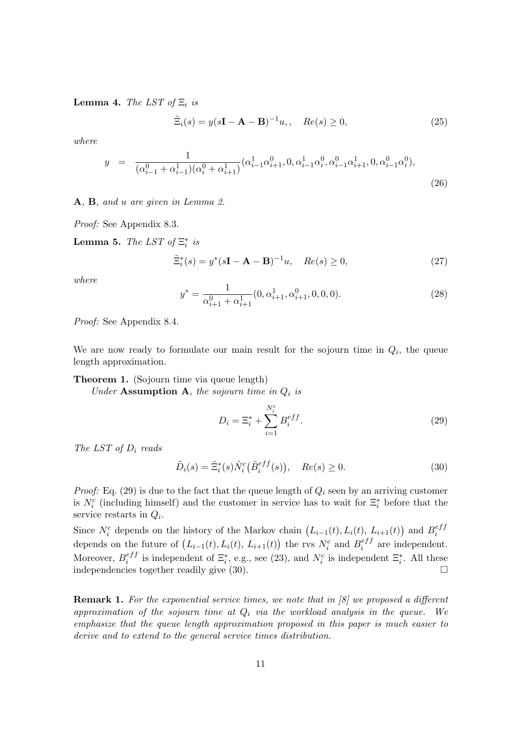**Lemma 4.** *The LST of $\Xi_i$ is*

$$\tilde{\Xi}_i(s) = y(s\mathbf{I} - \mathbf{A} - \mathbf{B})^{-1}u,, \quad Re(s) \geq 0, \tag{25}$$

*where*

$$y \quad = \quad \frac{1}{(\alpha_{i-1}^0 + \alpha_{i-1}^1)(\alpha_i^0 + \alpha_{i+1}^1)}(\alpha_{i-1}^1\alpha_{i+1}^0, 0, \alpha_{i-1}^1\alpha_i^0, \alpha_{i-1}^0\alpha_{i+1}^1, 0, \alpha_{i-1}^0\alpha_i^0), \tag{26}$$

$\mathbf{A}$, $\mathbf{B}$, *and $u$ are given in Lemma 2.*

*Proof:* See Appendix 8.3.

**Lemma 5.** *The LST of $\Xi_i^*$ is*

$$\tilde{\Xi}_i^*(s) = y^*(s\mathbf{I} - \mathbf{A} - \mathbf{B})^{-1}u, \quad Re(s) \geq 0, \tag{27}$$

*where*

$$y^* = \frac{1}{\alpha_{i+1}^0 + \alpha_{i+1}^1}(0, \alpha_{i+1}^1, \alpha_{i+1}^0, 0, 0, 0). \tag{28}$$

*Proof:* See Appendix 8.4.

We are now ready to formulate our main result for the sojourn time in $Q_i$, the queue length approximation.

**Theorem 1.** (Sojourn time via queue length)
*Under* **Assumption A**, *the sojourn time in $Q_i$ is*

$$D_i = \Xi_i^* + \sum_{i=1}^{N_i^c} B_i^{eff}. \tag{29}$$

*The LST of $D_i$ reads*

$$\tilde{D}_i(s) = \tilde{\Xi}_i^*(s)\hat{N}_i^c\big(\tilde{B}_i^{eff}(s)\big), \quad Re(s) \geq 0. \tag{30}$$

*Proof:* Eq. (29) is due to the fact that the queue length of $Q_i$ seen by an arriving customer is $N_i^c$ (including himself) and the customer in service has to wait for $\Xi_i^*$ before that the service restarts in $Q_i$.

Since $N_i^c$ depends on the history of the Markov chain $\big(L_{i-1}(t), L_i(t),\, L_{i+1}(t)\big)$ and $B_i^{eff}$ depends on the future of $\big(L_{i-1}(t), L_i(t),\, L_{i+1}(t)\big)$ the rvs $N_i^c$ and $B_i^{eff}$ are independent. Moreover, $B_i^{eff}$ is independent of $\Xi_i^*$, e.g., see (23), and $N_i^c$ is independent $\Xi_i^*$. All these independencies together readily give (30). □

**Remark 1.** *For the exponential service times, we note that in [8] we proposed a different approximation of the sojourn time at $Q_i$ via the workload analysis in the queue. We emphasize that the queue length approximation proposed in this paper is much easier to derive and to extend to the general service times distribution.*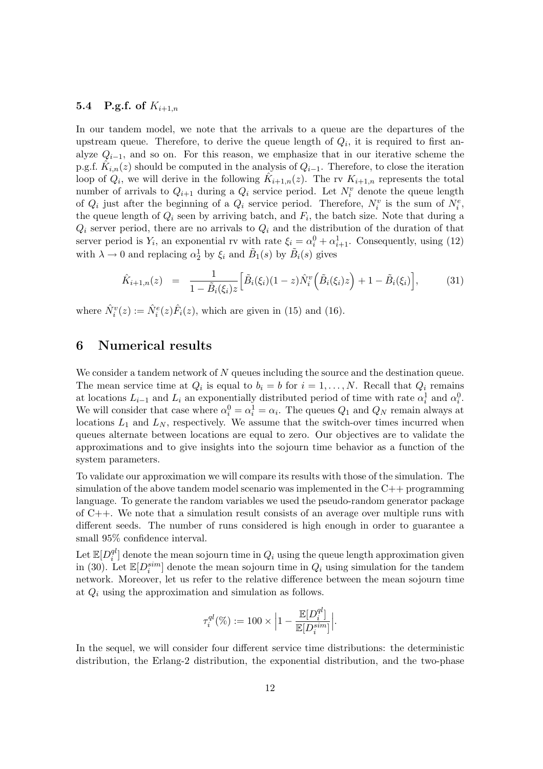### 5.4 P.g.f. of $K_{i+1,n}$

In our tandem model, we note that the arrivals to a queue are the departures of the upstream queue. Therefore, to derive the queue length of $Q_i$, it is required to first analyze $Q_{i-1}$, and so on. For this reason, we emphasize that in our iterative scheme the p.g.f. $\hat{K}_{i,n}(z)$ should be computed in the analysis of $Q_{i-1}$. Therefore, to close the iteration loop of $Q_i$, we will derive in the following $\hat{K}_{i+1,n}(z)$. The rv $K_{i+1,n}$ represents the total number of arrivals to $Q_{i+1}$ during a $Q_i$ service period. Let $N_i^v$ denote the queue length of $Q_i$ just after the beginning of a $Q_i$ service period. Therefore, $N_i^v$ is the sum of $N_i^e$, the queue length of $Q_i$ seen by arriving batch, and $F_i$, the batch size. Note that during a $Q_i$ server period, there are no arrivals to $Q_i$ and the distribution of the duration of that server period is $Y_i$, an exponential rv with rate $\xi_i = \alpha_i^0 + \alpha_{i+1}^1$. Consequently, using (12) with $\lambda \to 0$ and replacing $\alpha_2^1$ by $\xi_i$ and $\tilde{B}_1(s)$ by $\tilde{B}_i(s)$ gives

$$\hat{K}_{i+1,n}(z) = \frac{1}{1-\tilde{B}_i(\xi_i)z}\Big[\tilde{B}_i(\xi_i)(1-z)\hat{N}_i^v\Big(\tilde{B}_i(\xi_i)z\Big) + 1 - \tilde{B}_i(\xi_i)\Big], \qquad (31)$$

where $\hat{N}_i^v(z) := \hat{N}_i^e(z)\hat{F}_i(z)$, which are given in (15) and (16).

## 6 Numerical results

We consider a tandem network of $N$ queues including the source and the destination queue. The mean service time at $Q_i$ is equal to $b_i = b$ for $i = 1, \ldots, N$. Recall that $Q_i$ remains at locations $L_{i-1}$ and $L_i$ an exponentially distributed period of time with rate $\alpha_i^1$ and $\alpha_i^0$. We will consider that case where $\alpha_i^0 = \alpha_i^1 = \alpha_i$. The queues $Q_1$ and $Q_N$ remain always at locations $L_1$ and $L_N$, respectively. We assume that the switch-over times incurred when queues alternate between locations are equal to zero. Our objectives are to validate the approximations and to give insights into the sojourn time behavior as a function of the system parameters.

To validate our approximation we will compare its results with those of the simulation. The simulation of the above tandem model scenario was implemented in the C++ programming language. To generate the random variables we used the pseudo-random generator package of C++. We note that a simulation result consists of an average over multiple runs with different seeds. The number of runs considered is high enough in order to guarantee a small 95% confidence interval.

Let $\mathbb{E}[D_i^{ql}]$ denote the mean sojourn time in $Q_i$ using the queue length approximation given in (30). Let $\mathbb{E}[D_i^{sim}]$ denote the mean sojourn time in $Q_i$ using simulation for the tandem network. Moreover, let us refer to the relative difference between the mean sojourn time at $Q_i$ using the approximation and simulation as follows.

$$\tau_i^{ql}(\%) := 100 \times \Big|1 - \frac{\mathbb{E}[D_i^{ql}]}{\mathbb{E}[D_i^{sim}]}\Big|.$$

In the sequel, we will consider four different service time distributions: the deterministic distribution, the Erlang-2 distribution, the exponential distribution, and the two-phase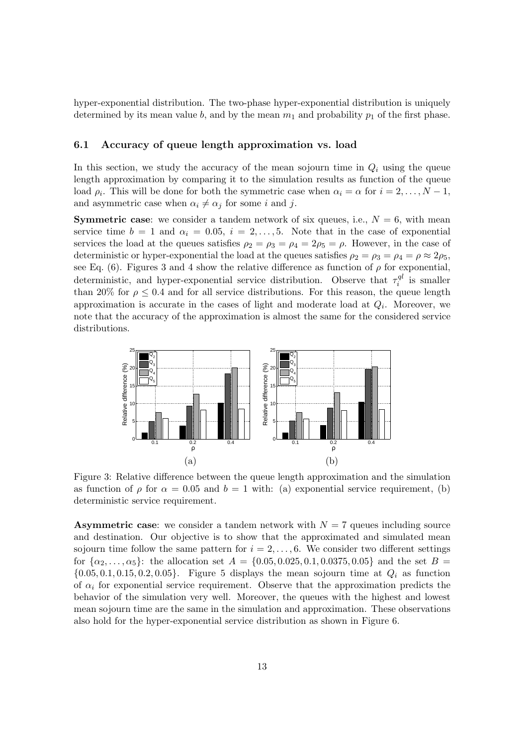hyper-exponential distribution. The two-phase hyper-exponential distribution is uniquely determined by its mean value $b$, and by the mean $m_1$ and probability $p_1$ of the first phase.

### 6.1 Accuracy of queue length approximation vs. load

In this section, we study the accuracy of the mean sojourn time in $Q_i$ using the queue length approximation by comparing it to the simulation results as function of the queue load $\rho_i$. This will be done for both the symmetric case when $\alpha_i = \alpha$ for $i = 2, \ldots, N-1$, and asymmetric case when $\alpha_i \neq \alpha_j$ for some $i$ and $j$.

**Symmetric case**: we consider a tandem network of six queues, i.e., $N = 6$, with mean service time $b = 1$ and $\alpha_i = 0.05$, $i = 2, \ldots, 5$. Note that in the case of exponential services the load at the queues satisfies $\rho_2 = \rho_3 = \rho_4 = 2\rho_5 = \rho$. However, in the case of deterministic or hyper-exponential the load at the queues satisfies $\rho_2 = \rho_3 = \rho_4 = \rho \approx 2\rho_5$, see Eq. (6). Figures 3 and 4 show the relative difference as function of $\rho$ for exponential, deterministic, and hyper-exponential service distribution. Observe that $\tau_i^{ql}$ is smaller than 20% for $\rho \leq 0.4$ and for all service distributions. For this reason, the queue length approximation is accurate in the cases of light and moderate load at $Q_i$. Moreover, we note that the accuracy of the approximation is almost the same for the considered service distributions.

Figure 3: Relative difference between the queue length approximation and the simulation as function of $\rho$ for $\alpha = 0.05$ and $b = 1$ with: (a) exponential service requirement, (b) deterministic service requirement.

**Asymmetric case**: we consider a tandem network with $N = 7$ queues including source and destination. Our objective is to show that the approximated and simulated mean sojourn time follow the same pattern for $i = 2, \ldots, 6$. We consider two different settings for $\{\alpha_2, \ldots, \alpha_5\}$: the allocation set $A = \{0.05, 0.025, 0.1, 0.0375, 0.05\}$ and the set $B = \{0.05, 0.1, 0.15, 0.2, 0.05\}$. Figure 5 displays the mean sojourn time at $Q_i$ as function of $\alpha_i$ for exponential service requirement. Observe that the approximation predicts the behavior of the simulation very well. Moreover, the queues with the highest and lowest mean sojourn time are the same in the simulation and approximation. These observations also hold for the hyper-exponential service distribution as shown in Figure 6.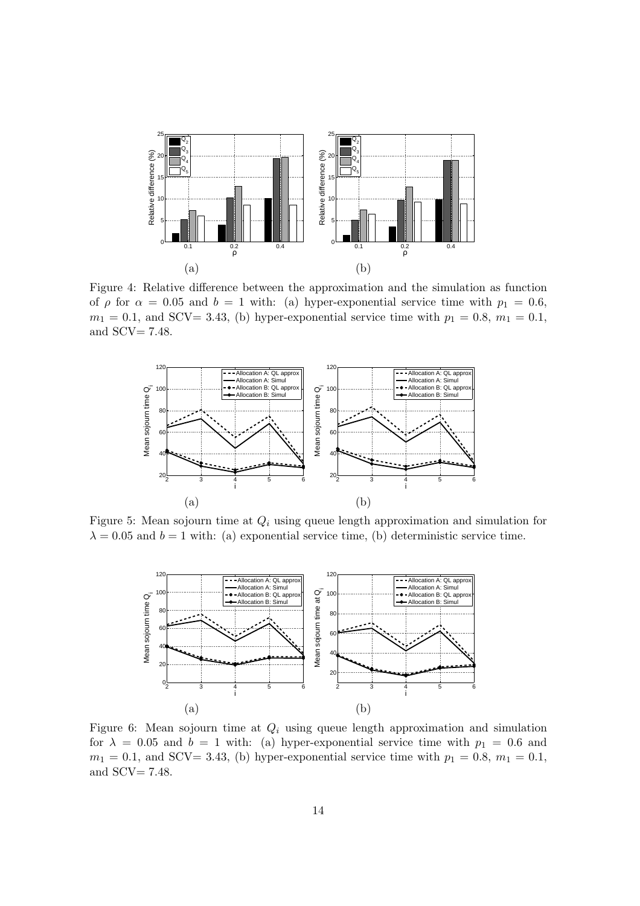Figure 4: Relative difference between the approximation and the simulation as function of $\rho$ for $\alpha = 0.05$ and $b = 1$ with: (a) hyper-exponential service time with $p_1 = 0.6$, $m_1 = 0.1$, and SCV= 3.43, (b) hyper-exponential service time with $p_1 = 0.8$, $m_1 = 0.1$, and SCV= 7.48.

Figure 5: Mean sojourn time at $Q_i$ using queue length approximation and simulation for $\lambda = 0.05$ and $b = 1$ with: (a) exponential service time, (b) deterministic service time.

Figure 6: Mean sojourn time at $Q_i$ using queue length approximation and simulation for $\lambda = 0.05$ and $b = 1$ with: (a) hyper-exponential service time with $p_1 = 0.6$ and $m_1 = 0.1$, and SCV= 3.43, (b) hyper-exponential service time with $p_1 = 0.8$, $m_1 = 0.1$, and SCV= 7.48.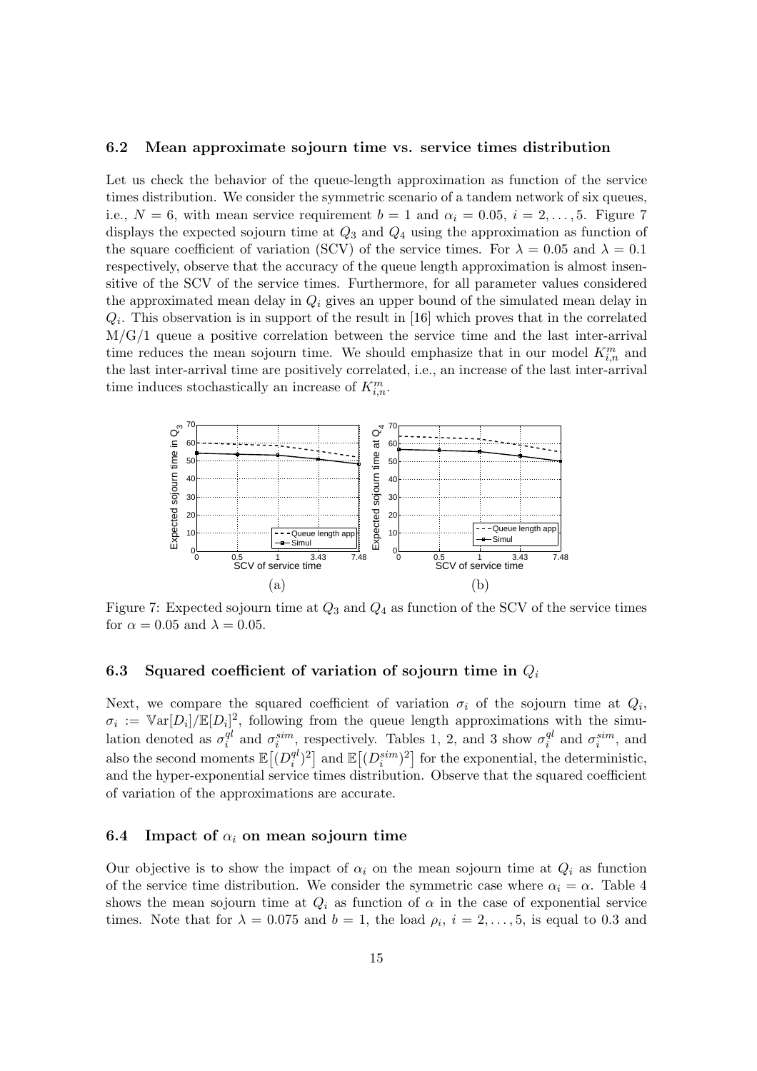### 6.2 Mean approximate sojourn time vs. service times distribution

Let us check the behavior of the queue-length approximation as function of the service times distribution. We consider the symmetric scenario of a tandem network of six queues, i.e., $N = 6$, with mean service requirement $b = 1$ and $\alpha_i = 0.05$, $i = 2, \ldots, 5$. Figure 7 displays the expected sojourn time at $Q_3$ and $Q_4$ using the approximation as function of the square coefficient of variation (SCV) of the service times. For $\lambda = 0.05$ and $\lambda = 0.1$ respectively, observe that the accuracy of the queue length approximation is almost insensitive of the SCV of the service times. Furthermore, for all parameter values considered the approximated mean delay in $Q_i$ gives an upper bound of the simulated mean delay in $Q_i$. This observation is in support of the result in [16] which proves that in the correlated M/G/1 queue a positive correlation between the service time and the last inter-arrival time reduces the mean sojourn time. We should emphasize that in our model $K^m_{i,n}$ and the last inter-arrival time are positively correlated, i.e., an increase of the last inter-arrival time induces stochastically an increase of $K^m_{i,n}$.

Figure 7: Expected sojourn time at $Q_3$ and $Q_4$ as function of the SCV of the service times for $\alpha = 0.05$ and $\lambda = 0.05$.

### 6.3 Squared coefficient of variation of sojourn time in $Q_i$

Next, we compare the squared coefficient of variation $\sigma_i$ of the sojourn time at $Q_i$, $\sigma_i := \mathbb{V}\mathrm{ar}[D_i]/\mathbb{E}[D_i]^2$, following from the queue length approximations with the simulation denoted as $\sigma_i^{ql}$ and $\sigma_i^{sim}$, respectively. Tables 1, 2, and 3 show $\sigma_i^{ql}$ and $\sigma_i^{sim}$, and also the second moments $\mathbb{E}\big[(D_i^{ql})^2\big]$ and $\mathbb{E}\big[(D_i^{sim})^2\big]$ for the exponential, the deterministic, and the hyper-exponential service times distribution. Observe that the squared coefficient of variation of the approximations are accurate.

### 6.4 Impact of $\alpha_i$ on mean sojourn time

Our objective is to show the impact of $\alpha_i$ on the mean sojourn time at $Q_i$ as function of the service time distribution. We consider the symmetric case where $\alpha_i = \alpha$. Table 4 shows the mean sojourn time at $Q_i$ as function of $\alpha$ in the case of exponential service times. Note that for $\lambda = 0.075$ and $b = 1$, the load $\rho_i$, $i = 2, \ldots, 5$, is equal to 0.3 and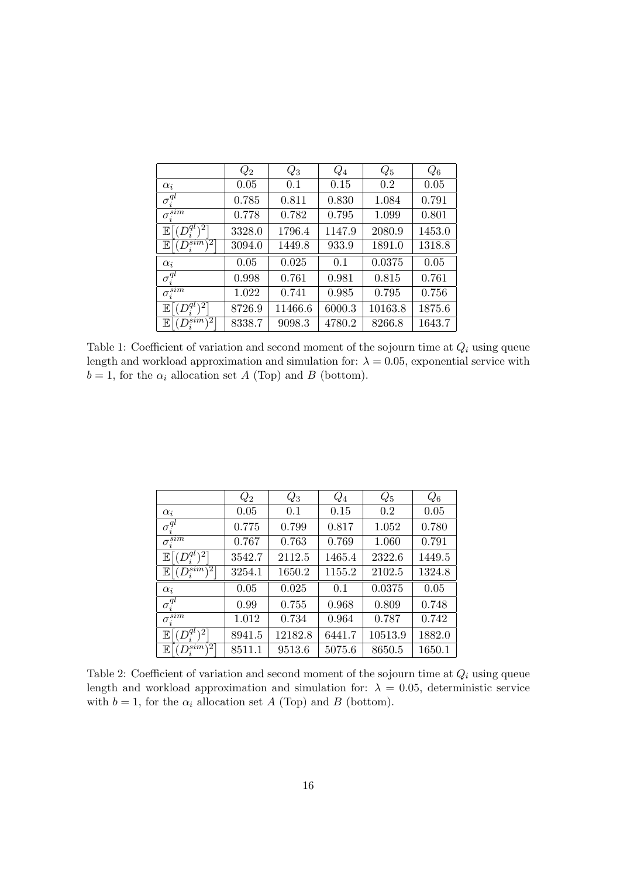| | $Q_2$ | $Q_3$ | $Q_4$ | $Q_5$ | $Q_6$ |
|---|---|---|---|---|---|
| $\alpha_i$ | 0.05 | 0.1 | 0.15 | 0.2 | 0.05 |
| $\sigma_i^{ql}$ | 0.785 | 0.811 | 0.830 | 1.084 | 0.791 |
| $\sigma_i^{sim}$ | 0.778 | 0.782 | 0.795 | 1.099 | 0.801 |
| $\mathbb{E}\left[(D_i^{ql})^2\right]$ | 3328.0 | 1796.4 | 1147.9 | 2080.9 | 1453.0 |
| $\mathbb{E}\left[(D_i^{sim})^2\right]$ | 3094.0 | 1449.8 | 933.9 | 1891.0 | 1318.8 |
| $\alpha_i$ | 0.05 | 0.025 | 0.1 | 0.0375 | 0.05 |
| $\sigma_i^{ql}$ | 0.998 | 0.761 | 0.981 | 0.815 | 0.761 |
| $\sigma_i^{sim}$ | 1.022 | 0.741 | 0.985 | 0.795 | 0.756 |
| $\mathbb{E}\left[(D_i^{ql})^2\right]$ | 8726.9 | 11466.6 | 6000.3 | 10163.8 | 1875.6 |
| $\mathbb{E}\left[(D_i^{sim})^2\right]$ | 8338.7 | 9098.3 | 4780.2 | 8266.8 | 1643.7 |

Table 1: Coefficient of variation and second moment of the sojourn time at $Q_i$ using queue length and workload approximation and simulation for: $\lambda = 0.05$, exponential service with $b = 1$, for the $\alpha_i$ allocation set $A$ (Top) and $B$ (bottom).

| | $Q_2$ | $Q_3$ | $Q_4$ | $Q_5$ | $Q_6$ |
|---|---|---|---|---|---|
| $\alpha_i$ | 0.05 | 0.1 | 0.15 | 0.2 | 0.05 |
| $\sigma_i^{ql}$ | 0.775 | 0.799 | 0.817 | 1.052 | 0.780 |
| $\sigma_i^{sim}$ | 0.767 | 0.763 | 0.769 | 1.060 | 0.791 |
| $\mathbb{E}\left[(D_i^{ql})^2\right]$ | 3542.7 | 2112.5 | 1465.4 | 2322.6 | 1449.5 |
| $\mathbb{E}\left[(D_i^{sim})^2\right]$ | 3254.1 | 1650.2 | 1155.2 | 2102.5 | 1324.8 |
| $\alpha_i$ | 0.05 | 0.025 | 0.1 | 0.0375 | 0.05 |
| $\sigma_i^{ql}$ | 0.99 | 0.755 | 0.968 | 0.809 | 0.748 |
| $\sigma_i^{sim}$ | 1.012 | 0.734 | 0.964 | 0.787 | 0.742 |
| $\mathbb{E}\left[(D_i^{ql})^2\right]$ | 8941.5 | 12182.8 | 6441.7 | 10513.9 | 1882.0 |
| $\mathbb{E}\left[(D_i^{sim})^2\right]$ | 8511.1 | 9513.6 | 5075.6 | 8650.5 | 1650.1 |

Table 2: Coefficient of variation and second moment of the sojourn time at $Q_i$ using queue length and workload approximation and simulation for: $\lambda = 0.05$, deterministic service with $b = 1$, for the $\alpha_i$ allocation set $A$ (Top) and $B$ (bottom).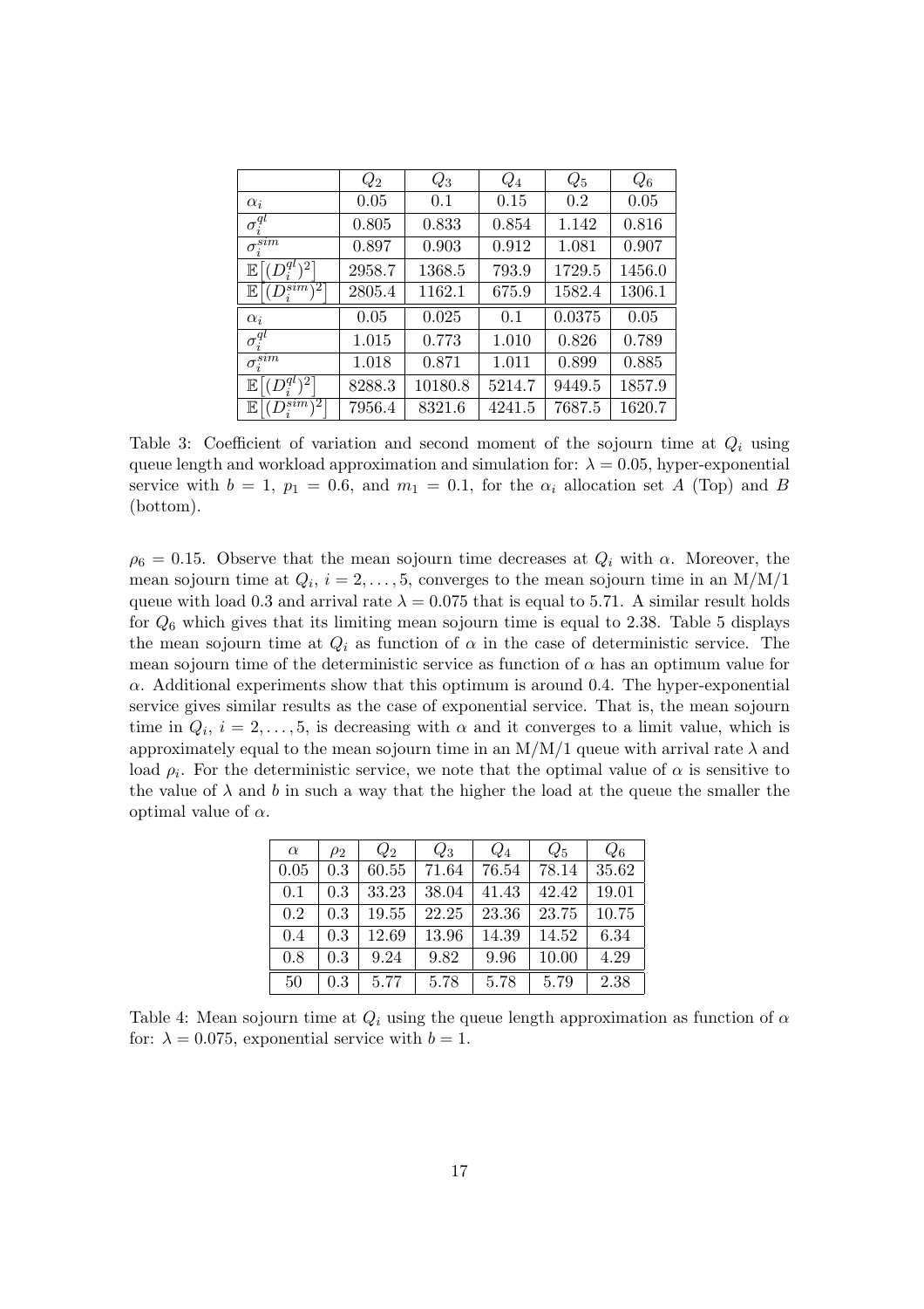|  | $Q_2$ | $Q_3$ | $Q_4$ | $Q_5$ | $Q_6$ |
|---|---|---|---|---|---|
| $\alpha_i$ | 0.05 | 0.1 | 0.15 | 0.2 | 0.05 |
| $\sigma_i^{ql}$ | 0.805 | 0.833 | 0.854 | 1.142 | 0.816 |
| $\sigma_i^{sim}$ | 0.897 | 0.903 | 0.912 | 1.081 | 0.907 |
| $\mathbb{E}\left[(D_i^{ql})^2\right]$ | 2958.7 | 1368.5 | 793.9 | 1729.5 | 1456.0 |
| $\mathbb{E}\left[(D_i^{sim})^2\right]$ | 2805.4 | 1162.1 | 675.9 | 1582.4 | 1306.1 |
| $\alpha_i$ | 0.05 | 0.025 | 0.1 | 0.0375 | 0.05 |
| $\sigma_i^{ql}$ | 1.015 | 0.773 | 1.010 | 0.826 | 0.789 |
| $\sigma_i^{sim}$ | 1.018 | 0.871 | 1.011 | 0.899 | 0.885 |
| $\mathbb{E}\left[(D_i^{ql})^2\right]$ | 8288.3 | 10180.8 | 5214.7 | 9449.5 | 1857.9 |
| $\mathbb{E}\left[(D_i^{sim})^2\right]$ | 7956.4 | 8321.6 | 4241.5 | 7687.5 | 1620.7 |

Table 3: Coefficient of variation and second moment of the sojourn time at $Q_i$ using queue length and workload approximation and simulation for: $\lambda = 0.05$, hyper-exponential service with $b = 1$, $p_1 = 0.6$, and $m_1 = 0.1$, for the $\alpha_i$ allocation set $A$ (Top) and $B$ (bottom).

$\rho_6 = 0.15$. Observe that the mean sojourn time decreases at $Q_i$ with $\alpha$. Moreover, the mean sojourn time at $Q_i$, $i = 2, \ldots, 5$, converges to the mean sojourn time in an M/M/1 queue with load 0.3 and arrival rate $\lambda = 0.075$ that is equal to 5.71. A similar result holds for $Q_6$ which gives that its limiting mean sojourn time is equal to 2.38. Table 5 displays the mean sojourn time at $Q_i$ as function of $\alpha$ in the case of deterministic service. The mean sojourn time of the deterministic service as function of $\alpha$ has an optimum value for $\alpha$. Additional experiments show that this optimum is around 0.4. The hyper-exponential service gives similar results as the case of exponential service. That is, the mean sojourn time in $Q_i$, $i = 2, \ldots, 5$, is decreasing with $\alpha$ and it converges to a limit value, which is approximately equal to the mean sojourn time in an M/M/1 queue with arrival rate $\lambda$ and load $\rho_i$. For the deterministic service, we note that the optimal value of $\alpha$ is sensitive to the value of $\lambda$ and $b$ in such a way that the higher the load at the queue the smaller the optimal value of $\alpha$.

| $\alpha$ | $\rho_2$ | $Q_2$ | $Q_3$ | $Q_4$ | $Q_5$ | $Q_6$ |
|---|---|---|---|---|---|---|
| 0.05 | 0.3 | 60.55 | 71.64 | 76.54 | 78.14 | 35.62 |
| 0.1 | 0.3 | 33.23 | 38.04 | 41.43 | 42.42 | 19.01 |
| 0.2 | 0.3 | 19.55 | 22.25 | 23.36 | 23.75 | 10.75 |
| 0.4 | 0.3 | 12.69 | 13.96 | 14.39 | 14.52 | 6.34 |
| 0.8 | 0.3 | 9.24 | 9.82 | 9.96 | 10.00 | 4.29 |
| 50 | 0.3 | 5.77 | 5.78 | 5.78 | 5.79 | 2.38 |

Table 4: Mean sojourn time at $Q_i$ using the queue length approximation as function of $\alpha$ for: $\lambda = 0.075$, exponential service with $b = 1$.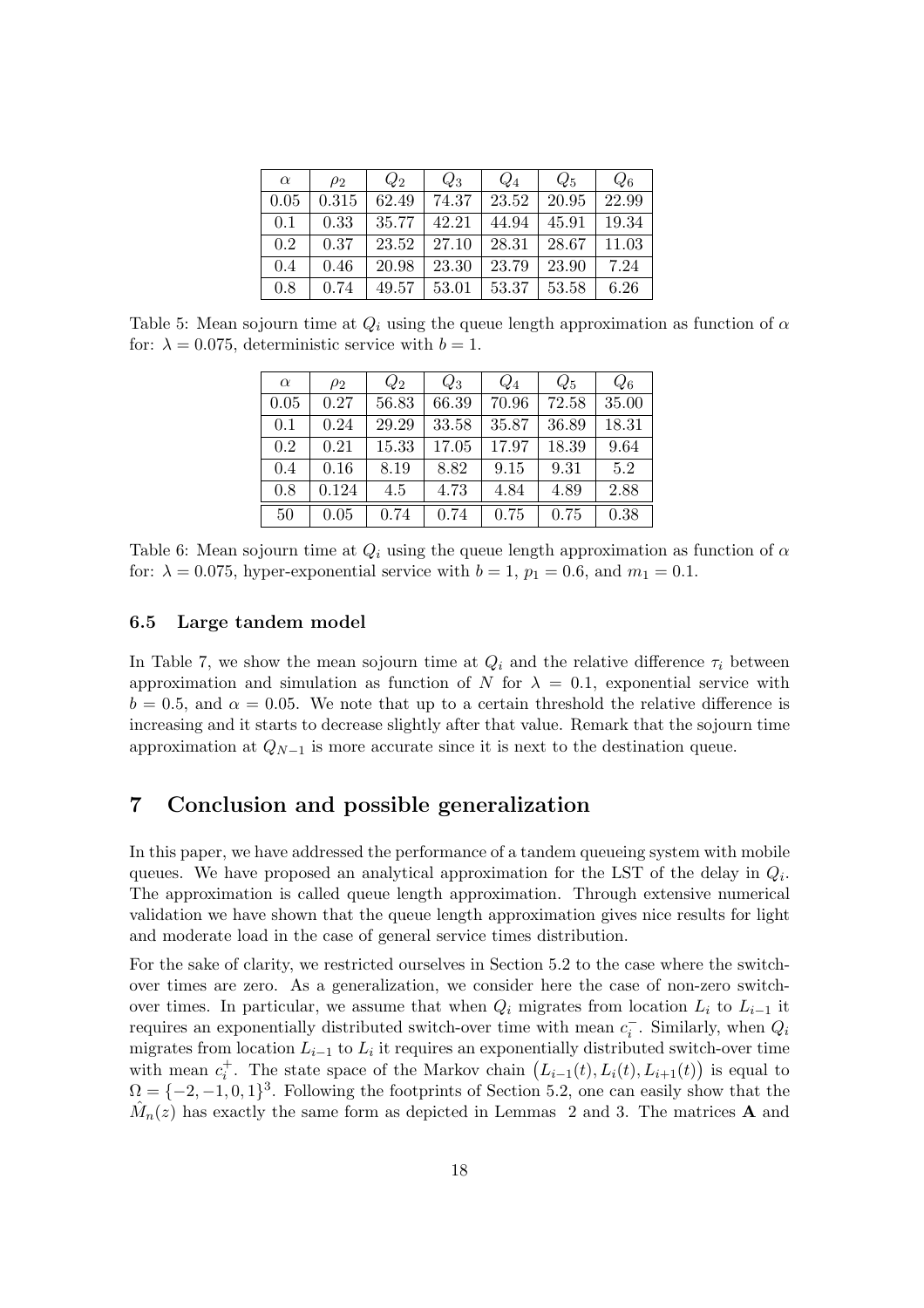| $\alpha$ | $\rho_2$ | $Q_2$ | $Q_3$ | $Q_4$ | $Q_5$ | $Q_6$ |
|---|---|---|---|---|---|---|
| 0.05 | 0.315 | 62.49 | 74.37 | 23.52 | 20.95 | 22.99 |
| 0.1 | 0.33 | 35.77 | 42.21 | 44.94 | 45.91 | 19.34 |
| 0.2 | 0.37 | 23.52 | 27.10 | 28.31 | 28.67 | 11.03 |
| 0.4 | 0.46 | 20.98 | 23.30 | 23.79 | 23.90 | 7.24 |
| 0.8 | 0.74 | 49.57 | 53.01 | 53.37 | 53.58 | 6.26 |

Table 5: Mean sojourn time at $Q_i$ using the queue length approximation as function of $\alpha$ for: $\lambda = 0.075$, deterministic service with $b = 1$.

| $\alpha$ | $\rho_2$ | $Q_2$ | $Q_3$ | $Q_4$ | $Q_5$ | $Q_6$ |
|---|---|---|---|---|---|---|
| 0.05 | 0.27 | 56.83 | 66.39 | 70.96 | 72.58 | 35.00 |
| 0.1 | 0.24 | 29.29 | 33.58 | 35.87 | 36.89 | 18.31 |
| 0.2 | 0.21 | 15.33 | 17.05 | 17.97 | 18.39 | 9.64 |
| 0.4 | 0.16 | 8.19 | 8.82 | 9.15 | 9.31 | 5.2 |
| 0.8 | 0.124 | 4.5 | 4.73 | 4.84 | 4.89 | 2.88 |
| 50 | 0.05 | 0.74 | 0.74 | 0.75 | 0.75 | 0.38 |

Table 6: Mean sojourn time at $Q_i$ using the queue length approximation as function of $\alpha$ for: $\lambda = 0.075$, hyper-exponential service with $b = 1$, $p_1 = 0.6$, and $m_1 = 0.1$.

### 6.5 Large tandem model

In Table 7, we show the mean sojourn time at $Q_i$ and the relative difference $\tau_i$ between approximation and simulation as function of $N$ for $\lambda = 0.1$, exponential service with $b = 0.5$, and $\alpha = 0.05$. We note that up to a certain threshold the relative difference is increasing and it starts to decrease slightly after that value. Remark that the sojourn time approximation at $Q_{N-1}$ is more accurate since it is next to the destination queue.

## 7 Conclusion and possible generalization

In this paper, we have addressed the performance of a tandem queueing system with mobile queues. We have proposed an analytical approximation for the LST of the delay in $Q_i$. The approximation is called queue length approximation. Through extensive numerical validation we have shown that the queue length approximation gives nice results for light and moderate load in the case of general service times distribution.

For the sake of clarity, we restricted ourselves in Section 5.2 to the case where the switch-over times are zero. As a generalization, we consider here the case of non-zero switch-over times. In particular, we assume that when $Q_i$ migrates from location $L_i$ to $L_{i-1}$ it requires an exponentially distributed switch-over time with mean $c_i^-$. Similarly, when $Q_i$ migrates from location $L_{i-1}$ to $L_i$ it requires an exponentially distributed switch-over time with mean $c_i^+$. The state space of the Markov chain $\left(L_{i-1}(t), L_i(t), L_{i+1}(t)\right)$ is equal to $\Omega = \{-2, -1, 0, 1\}^3$. Following the footprints of Section 5.2, one can easily show that the $\hat{M}_n(z)$ has exactly the same form as depicted in Lemmas 2 and 3. The matrices $\mathbf{A}$ and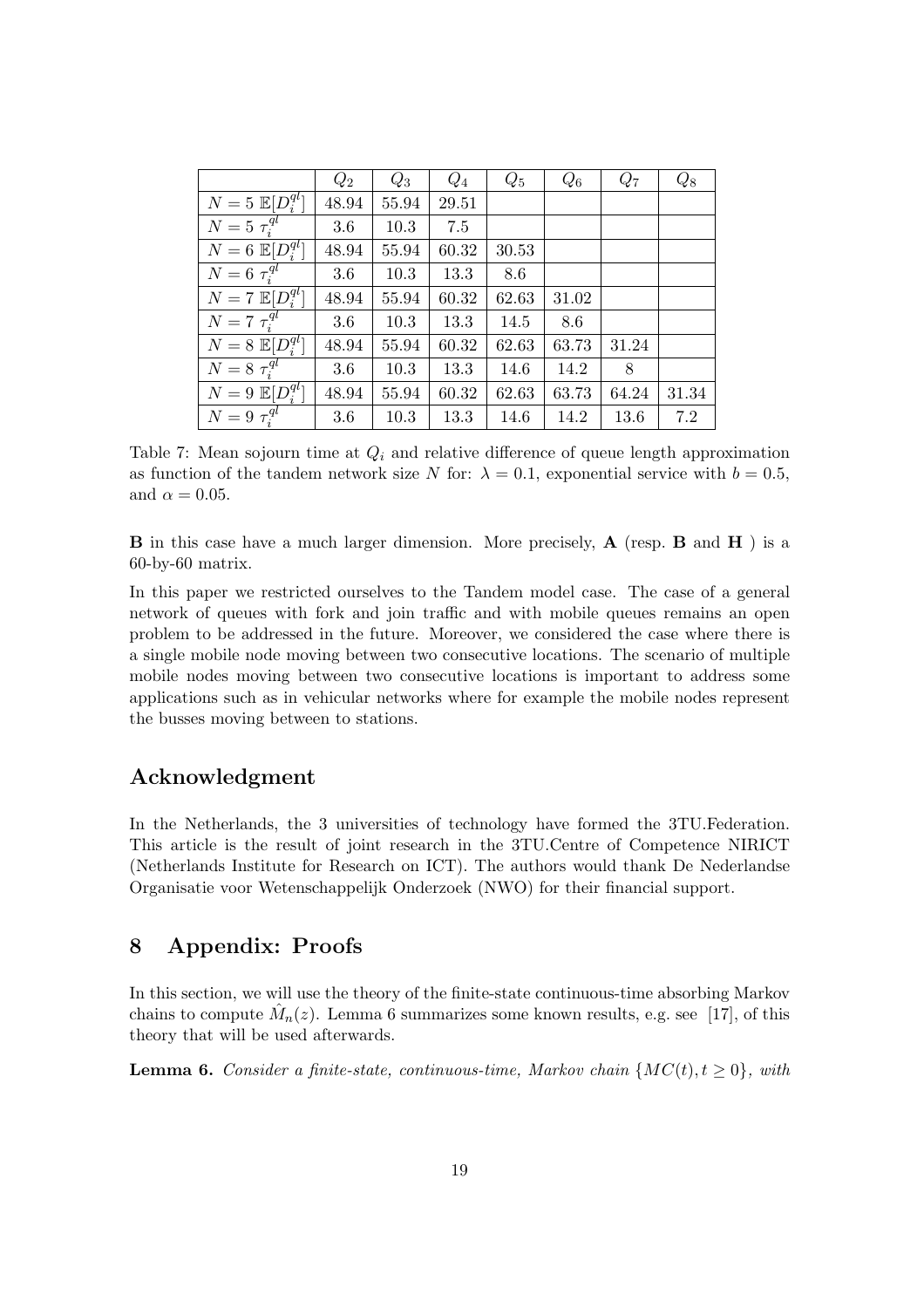| | $Q_2$ | $Q_3$ | $Q_4$ | $Q_5$ | $Q_6$ | $Q_7$ | $Q_8$ |
|---|---|---|---|---|---|---|---|
| $N=5$ $\mathbb{E}[D_i^{ql}]$ | 48.94 | 55.94 | 29.51 | | | | |
| $N=5$ $\tau_i^{ql}$ | 3.6 | 10.3 | 7.5 | | | | |
| $N=6$ $\mathbb{E}[D_i^{ql}]$ | 48.94 | 55.94 | 60.32 | 30.53 | | | |
| $N=6$ $\tau_i^{ql}$ | 3.6 | 10.3 | 13.3 | 8.6 | | | |
| $N=7$ $\mathbb{E}[D_i^{ql}]$ | 48.94 | 55.94 | 60.32 | 62.63 | 31.02 | | |
| $N=7$ $\tau_i^{ql}$ | 3.6 | 10.3 | 13.3 | 14.5 | 8.6 | | |
| $N=8$ $\mathbb{E}[D_i^{ql}]$ | 48.94 | 55.94 | 60.32 | 62.63 | 63.73 | 31.24 | |
| $N=8$ $\tau_i^{ql}$ | 3.6 | 10.3 | 13.3 | 14.6 | 14.2 | 8 | |
| $N=9$ $\mathbb{E}[D_i^{ql}]$ | 48.94 | 55.94 | 60.32 | 62.63 | 63.73 | 64.24 | 31.34 |
| $N=9$ $\tau_i^{ql}$ | 3.6 | 10.3 | 13.3 | 14.6 | 14.2 | 13.6 | 7.2 |

Table 7: Mean sojourn time at $Q_i$ and relative difference of queue length approximation as function of the tandem network size $N$ for: $\lambda = 0.1$, exponential service with $b = 0.5$, and $\alpha = 0.05$.

**B** in this case have a much larger dimension. More precisely, **A** (resp. **B** and **H** ) is a 60-by-60 matrix.

In this paper we restricted ourselves to the Tandem model case. The case of a general network of queues with fork and join traffic and with mobile queues remains an open problem to be addressed in the future. Moreover, we considered the case where there is a single mobile node moving between two consecutive locations. The scenario of multiple mobile nodes moving between two consecutive locations is important to address some applications such as in vehicular networks where for example the mobile nodes represent the busses moving between to stations.

## Acknowledgment

In the Netherlands, the 3 universities of technology have formed the 3TU.Federation. This article is the result of joint research in the 3TU.Centre of Competence NIRICT (Netherlands Institute for Research on ICT). The authors would thank De Nederlandse Organisatie voor Wetenschappelijk Onderzoek (NWO) for their financial support.

## 8 Appendix: Proofs

In this section, we will use the theory of the finite-state continuous-time absorbing Markov chains to compute $\hat{M}_n(z)$. Lemma 6 summarizes some known results, e.g. see [17], of this theory that will be used afterwards.

**Lemma 6.** *Consider a finite-state, continuous-time, Markov chain $\{MC(t), t \geq 0\}$, with*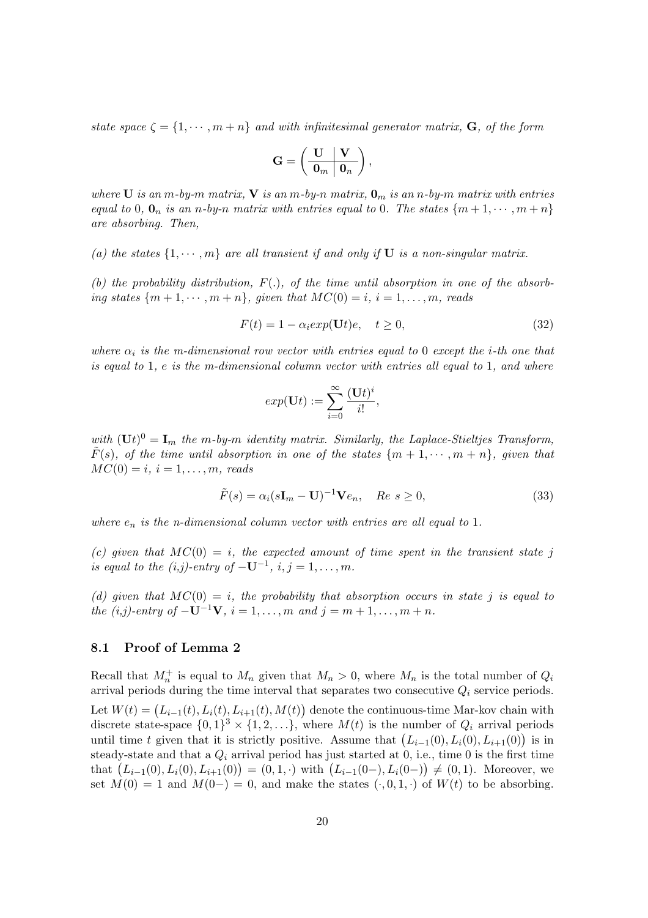*state space $\zeta = \{1, \cdots, m+n\}$ and with infinitesimal generator matrix, $\mathbf{G}$, of the form*

$$\mathbf{G} = \left( \begin{array}{c|c} \mathbf{U} & \mathbf{V} \\ \hline \mathbf{0}_m & \mathbf{0}_n \end{array} \right),$$

*where $\mathbf{U}$ is an $m$-by-$m$ matrix, $\mathbf{V}$ is an $m$-by-$n$ matrix, $\mathbf{0}_m$ is an $n$-by-$m$ matrix with entries equal to 0, $\mathbf{0}_n$ is an $n$-by-$n$ matrix with entries equal to 0. The states $\{m+1, \cdots, m+n\}$ are absorbing. Then,*

*(a) the states $\{1, \cdots, m\}$ are all transient if and only if $\mathbf{U}$ is a non-singular matrix.*

*(b) the probability distribution, $F(.)$, of the time until absorption in one of the absorbing states $\{m+1, \cdots, m+n\}$, given that $MC(0) = i$, $i = 1, \ldots, m$, reads*

$$F(t) = 1 - \alpha_i exp(\mathbf{U}t)e, \quad t \geq 0, \tag{32}$$

*where $\alpha_i$ is the $m$-dimensional row vector with entries equal to 0 except the $i$-th one that is equal to 1, $e$ is the $m$-dimensional column vector with entries all equal to 1, and where*

$$exp(\mathbf{U}t) := \sum_{i=0}^{\infty} \frac{(\mathbf{U}t)^i}{i!},$$

*with $(\mathbf{U}t)^0 = \mathbf{I}_m$ the $m$-by-$m$ identity matrix. Similarly, the Laplace-Stieltjes Transform, $\tilde{F}(s)$, of the time until absorption in one of the states $\{m+1, \cdots, m+n\}$, given that $MC(0) = i$, $i = 1, \ldots, m$, reads*

$$\tilde{F}(s) = \alpha_i (s\mathbf{I}_m - \mathbf{U})^{-1} \mathbf{V} e_n, \quad Re\ s \geq 0, \tag{33}$$

*where $e_n$ is the $n$-dimensional column vector with entries are all equal to 1.*

*(c) given that $MC(0) = i$, the expected amount of time spent in the transient state $j$ is equal to the (i,j)-entry of $-\mathbf{U}^{-1}$, $i, j = 1, \ldots, m$.*

*(d) given that $MC(0) = i$, the probability that absorption occurs in state $j$ is equal to the (i,j)-entry of $-\mathbf{U}^{-1}\mathbf{V}$, $i = 1, \ldots, m$ and $j = m+1, \ldots, m+n$.*

### 8.1 Proof of Lemma 2

Recall that $M_n^+$ is equal to $M_n$ given that $M_n > 0$, where $M_n$ is the total number of $Q_i$ arrival periods during the time interval that separates two consecutive $Q_i$ service periods. Let $W(t) = \big(L_{i-1}(t), L_i(t), L_{i+1}(t), M(t)\big)$ denote the continuous-time Mar-kov chain with discrete state-space $\{0,1\}^3 \times \{1, 2, \ldots\}$, where $M(t)$ is the number of $Q_i$ arrival periods until time $t$ given that it is strictly positive. Assume that $\big(L_{i-1}(0), L_i(0), L_{i+1}(0)\big)$ is in steady-state and that a $Q_i$ arrival period has just started at 0, i.e., time 0 is the first time that $\big(L_{i-1}(0), L_i(0), L_{i+1}(0)\big) = (0, 1, \cdot)$ with $\big(L_{i-1}(0-), L_i(0-)\big) \neq (0, 1)$. Moreover, we set $M(0) = 1$ and $M(0-) = 0$, and make the states $(\cdot, 0, 1, \cdot)$ of $W(t)$ to be absorbing.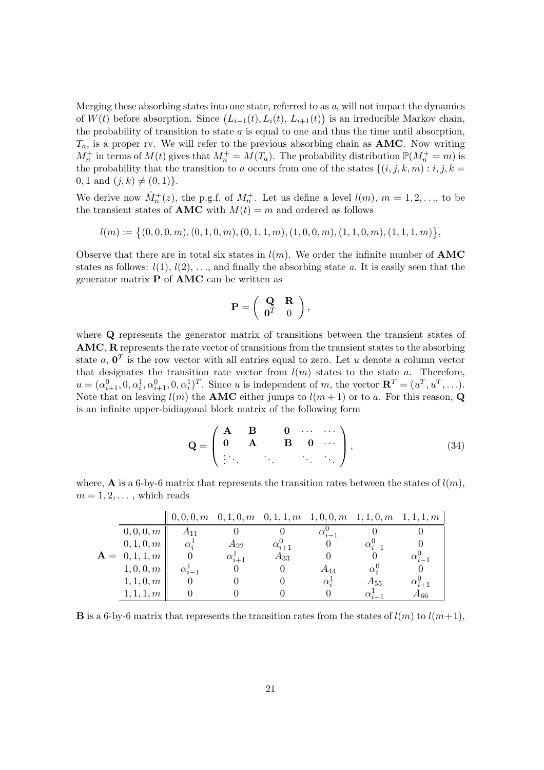Merging these absorbing states into one state, referred to as $a$, will not impact the dynamics of $W(t)$ before absorption. Since $\big(L_{i-1}(t), L_i(t), L_{i+1}(t)\big)$ is an irreducible Markov chain, the probability of transition to state $a$ is equal to one and thus the time until absorption, $T_a$, is a proper rv. We will refer to the previous absorbing chain as **AMC**. Now writing $M_n^+$ in terms of $M(t)$ gives that $M_n^+ = M(T_a)$. The probability distribution $\mathbb{P}(M_n^+ = m)$ is the probability that the transition to $a$ occurs from one of the states $\{(i,j,k,m) : i,j,k = 0,1 \text{ and } (j,k) \neq (0,1)\}$.

We derive now $\hat{M}_n^+(z)$, the p.g.f. of $M_n^+$. Let us define a level $l(m)$, $m = 1, 2, \ldots$, to be the transient states of **AMC** with $M(t) = m$ and ordered as follows

$$l(m) := \big\{(0,0,0,m), (0,1,0,m), (0,1,1,m), (1,0,0,m), (1,1,0,m), (1,1,1,m)\big\},$$

Observe that there are in total six states in $l(m)$. We order the infinite number of **AMC** states as follows: $l(1)$, $l(2)$, ..., and finally the absorbing state $a$. It is easily seen that the generator matrix $\mathbf{P}$ of **AMC** can be written as

$$\mathbf{P} = \begin{pmatrix} \mathbf{Q} & \mathbf{R} \\ \mathbf{0}^T & 0 \end{pmatrix},$$

where $\mathbf{Q}$ represents the generator matrix of transitions between the transient states of **AMC**, $\mathbf{R}$ represents the rate vector of transitions from the transient states to the absorbing state $a$, $\mathbf{0}^T$ is the row vector with all entries equal to zero. Let $u$ denote a column vector that designates the transition rate vector from $l(m)$ states to the state $a$. Therefore, $u = (\alpha_{i+1}^0, 0, \alpha_i^1, \alpha_{i+1}^0, 0, \alpha_i^1)^T$. Since $u$ is independent of $m$, the vector $\mathbf{R}^T = (u^T, u^T, \ldots)$. Note that on leaving $l(m)$ the **AMC** either jumps to $l(m+1)$ or to $a$. For this reason, $\mathbf{Q}$ is an infinite upper-bidiagonal block matrix of the following form

$$\mathbf{Q} = \begin{pmatrix} \mathbf{A} & \mathbf{B} & \mathbf{0} & \cdots & \cdots \\ \mathbf{0} & \mathbf{A} & \mathbf{B} & \mathbf{0} & \cdots \\ \vdots \ddots & & \ddots & \ddots & \ddots \end{pmatrix}, \tag{34}$$

where, $\mathbf{A}$ is a 6-by-6 matrix that represents the transition rates between the states of $l(m)$, $m = 1, 2, \ldots$, which reads

$\mathbf{A} =$

| | $0,0,0,m$ | $0,1,0,m$ | $0,1,1,m$ | $1,0,0,m$ | $1,1,0,m$ | $1,1,1,m$ |
|---|---|---|---|---|---|---|
| $0,0,0,m$ | $A_{11}$ | $0$ | $0$ | $\alpha_{i-1}^0$ | $0$ | $0$ |
| $0,1,0,m$ | $\alpha_i^1$ | $A_{22}$ | $\alpha_{i+1}^0$ | $0$ | $\alpha_{i-1}^0$ | $0$ |
| $0,1,1,m$ | $0$ | $\alpha_{i+1}^1$ | $A_{33}$ | $0$ | $0$ | $\alpha_{i-1}^0$ |
| $1,0,0,m$ | $\alpha_{i-1}^1$ | $0$ | $0$ | $A_{44}$ | $\alpha_i^0$ | $0$ |
| $1,1,0,m$ | $0$ | $0$ | $0$ | $\alpha_i^1$ | $A_{55}$ | $\alpha_{i+1}^0$ |
| $1,1,1,m$ | $0$ | $0$ | $0$ | $0$ | $\alpha_{i+1}^1$ | $A_{66}$ |

$\mathbf{B}$ is a 6-by-6 matrix that represents the transition rates from the states of $l(m)$ to $l(m+1)$,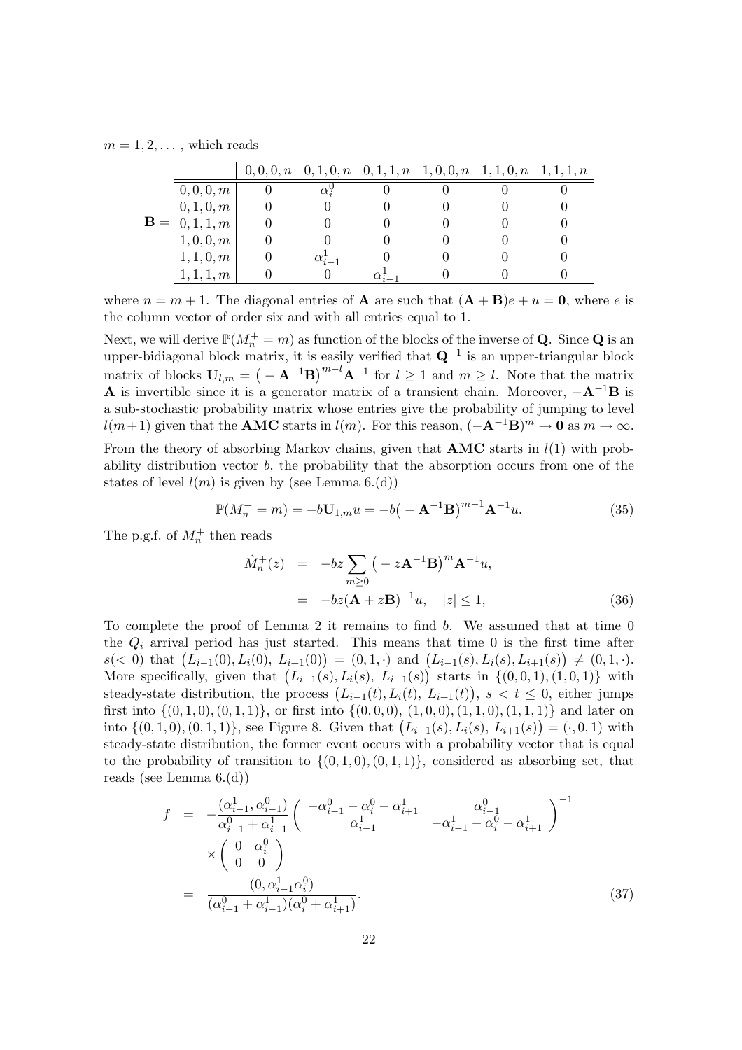$m = 1, 2, \dots$ , which reads

$$
\mathbf{B} = \begin{array}{c||cccccc}
 & 0,0,0,n & 0,1,0,n & 0,1,1,n & 1,0,0,n & 1,1,0,n & 1,1,1,n \\
\hline
0,0,0,m & 0 & \alpha_i^0 & 0 & 0 & 0 & 0 \\
0,1,0,m & 0 & 0 & 0 & 0 & 0 & 0 \\
0,1,1,m & 0 & 0 & 0 & 0 & 0 & 0 \\
1,0,0,m & 0 & 0 & 0 & 0 & 0 & 0 \\
1,1,0,m & 0 & \alpha_{i-1}^1 & 0 & 0 & 0 & 0 \\
1,1,1,m & 0 & 0 & \alpha_{i-1}^1 & 0 & 0 & 0
\end{array}
$$

where $n = m + 1$. The diagonal entries of $\mathbf{A}$ are such that $(\mathbf{A} + \mathbf{B})e + u = \mathbf{0}$, where $e$ is the column vector of order six and with all entries equal to 1.

Next, we will derive $\mathbb{P}(M_n^+ = m)$ as function of the blocks of the inverse of $\mathbf{Q}$. Since $\mathbf{Q}$ is an upper-bidiagonal block matrix, it is easily verified that $\mathbf{Q}^{-1}$ is an upper-triangular block matrix of blocks $\mathbf{U}_{l,m} = \big( - \mathbf{A}^{-1}\mathbf{B}\big)^{m-l}\mathbf{A}^{-1}$ for $l \geq 1$ and $m \geq l$. Note that the matrix $\mathbf{A}$ is invertible since it is a generator matrix of a transient chain. Moreover, $-\mathbf{A}^{-1}\mathbf{B}$ is a sub-stochastic probability matrix whose entries give the probability of jumping to level $l(m+1)$ given that the **AMC** starts in $l(m)$. For this reason, $(-\mathbf{A}^{-1}\mathbf{B})^m \to \mathbf{0}$ as $m \to \infty$.

From the theory of absorbing Markov chains, given that **AMC** starts in $l(1)$ with probability distribution vector $b$, the probability that the absorption occurs from one of the states of level $l(m)$ is given by (see Lemma 6.(d))

$$
\mathbb{P}(M_n^+ = m) = -b\mathbf{U}_{1,m}u = -b\big( - \mathbf{A}^{-1}\mathbf{B}\big)^{m-1}\mathbf{A}^{-1}u. \tag{35}
$$

The p.g.f. of $M_n^+$ then reads

$$
\begin{aligned}
\hat{M}_n^+(z) &= -bz\sum_{m\geq 0}\big( - z\mathbf{A}^{-1}\mathbf{B}\big)^m\mathbf{A}^{-1}u, \\
&= -bz(\mathbf{A} + z\mathbf{B})^{-1}u, \quad |z| \leq 1,
\end{aligned} \tag{36}
$$

To complete the proof of Lemma 2 it remains to find $b$. We assumed that at time 0 the $Q_i$ arrival period has just started. This means that time 0 is the first time after $s(<0)$ that $\big(L_{i-1}(0), L_i(0),\, L_{i+1}(0)\big) = (0, 1, \cdot)$ and $\big(L_{i-1}(s), L_i(s), L_{i+1}(s)\big) \neq (0, 1, \cdot)$. More specifically, given that $\big(L_{i-1}(s), L_i(s),\, L_{i+1}(s)\big)$ starts in $\{(0, 0, 1), (1, 0, 1)\}$ with steady-state distribution, the process $\big(L_{i-1}(t), L_i(t),\, L_{i+1}(t)\big)$, $s < t \leq 0$, either jumps first into $\{(0, 1, 0), (0, 1, 1)\}$, or first into $\{(0, 0, 0),\, (1, 0, 0), (1, 1, 0), (1, 1, 1)\}$ and later on into $\{(0, 1, 0), (0, 1, 1)\}$, see Figure 8. Given that $\big(L_{i-1}(s), L_i(s),\, L_{i+1}(s)\big) = (\cdot, 0, 1)$ with steady-state distribution, the former event occurs with a probability vector that is equal to the probability of transition to $\{(0, 1, 0), (0, 1, 1)\}$, considered as absorbing set, that reads (see Lemma 6.(d))

$$
\begin{aligned}
f &= -\frac{(\alpha_{i-1}^1, \alpha_{i-1}^0)}{\alpha_{i-1}^0 + \alpha_{i-1}^1}\begin{pmatrix} -\alpha_{i-1}^0 - \alpha_i^0 - \alpha_{i+1}^1 & \alpha_{i-1}^0 \\ \alpha_{i-1}^1 & -\alpha_{i-1}^1 - \alpha_i^0 - \alpha_{i+1}^1 \end{pmatrix}^{-1} \\
&\quad \times \begin{pmatrix} 0 & \alpha_i^0 \\ 0 & 0 \end{pmatrix} \\
&= \frac{(0, \alpha_{i-1}^1\alpha_i^0)}{(\alpha_{i-1}^0 + \alpha_{i-1}^1)(\alpha_i^0 + \alpha_{i+1}^1)}.
\end{aligned} \tag{37}
$$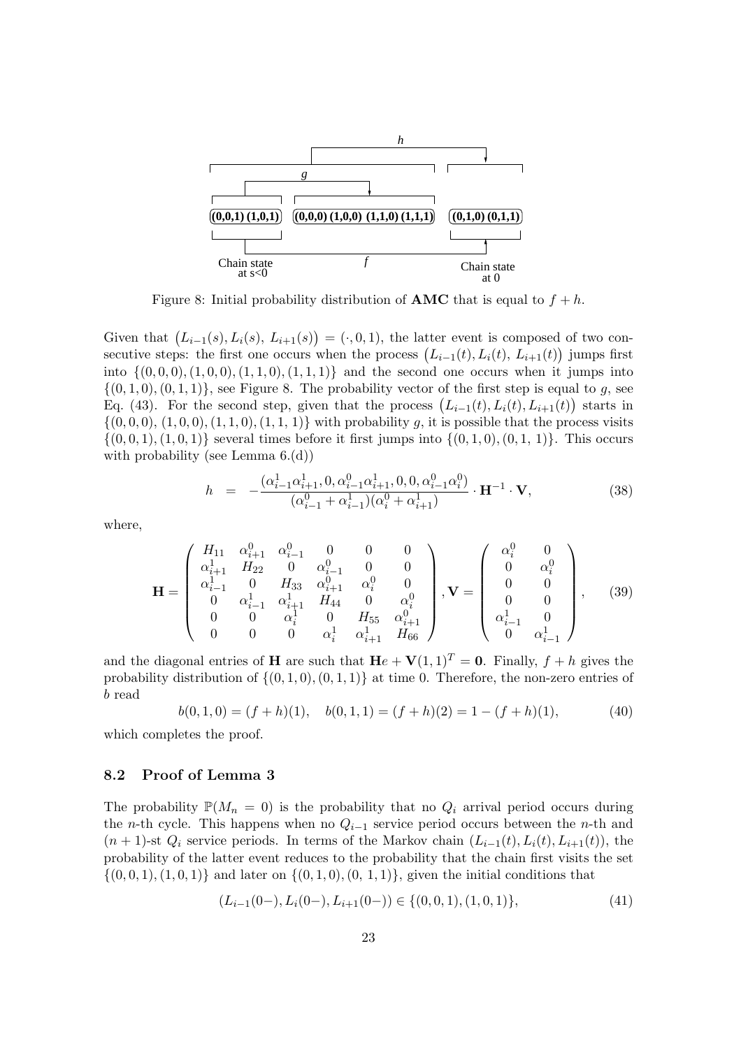Figure 8: Initial probability distribution of **AMC** that is equal to $f + h$.

Given that $\big(L_{i-1}(s), L_i(s),\ L_{i+1}(s)\big) = (\cdot, 0, 1)$, the latter event is composed of two consecutive steps: the first one occurs when the process $\big(L_{i-1}(t), L_i(t),\ L_{i+1}(t)\big)$ jumps first into $\{(0,0,0),(1,0,0),(1,1,0),(1,1,1)\}$ and the second one occurs when it jumps into $\{(0,1,0),(0,1,1)\}$, see Figure 8. The probability vector of the first step is equal to $g$, see Eq. (43). For the second step, given that the process $\big(L_{i-1}(t), L_i(t), L_{i+1}(t)\big)$ starts in $\{(0,0,0),\ (1,0,0),(1,1,0),(1,1,1)\}$ with probability $g$, it is possible that the process visits $\{(0,0,1),(1,0,1)\}$ several times before it first jumps into $\{(0,1,0),(0,1,\ 1)\}$. This occurs with probability (see Lemma 6.(d))

$$h \;\;=\;\; -\frac{(\alpha^1_{i-1}\alpha^1_{i+1}, 0, \alpha^0_{i-1}\alpha^1_{i+1}, 0, 0, \alpha^0_{i-1}\alpha^0_i)}{(\alpha^0_{i-1}+\alpha^1_{i-1})(\alpha^0_i+\alpha^1_{i+1})} \cdot \mathbf{H}^{-1}\cdot \mathbf{V}, \tag{38}$$

where,

$$\mathbf{H} = \begin{pmatrix} H_{11} & \alpha^0_{i+1} & \alpha^0_{i-1} & 0 & 0 & 0 \\ \alpha^1_{i+1} & H_{22} & 0 & \alpha^0_{i-1} & 0 & 0 \\ \alpha^1_{i-1} & 0 & H_{33} & \alpha^0_{i+1} & \alpha^0_i & 0 \\ 0 & \alpha^1_{i-1} & \alpha^1_{i+1} & H_{44} & 0 & \alpha^0_i \\ 0 & 0 & \alpha^1_i & 0 & H_{55} & \alpha^0_{i+1} \\ 0 & 0 & 0 & \alpha^1_i & \alpha^1_{i+1} & H_{66} \end{pmatrix}, \mathbf{V} = \begin{pmatrix} \alpha^0_i & 0 \\ 0 & \alpha^0_i \\ 0 & 0 \\ 0 & 0 \\ \alpha^1_{i-1} & 0 \\ 0 & \alpha^1_{i-1} \end{pmatrix}, \tag{39}$$

and the diagonal entries of $\mathbf{H}$ are such that $\mathbf{H}e + \mathbf{V}(1,1)^T = \mathbf{0}$. Finally, $f + h$ gives the probability distribution of $\{(0,1,0),(0,1,1)\}$ at time 0. Therefore, the non-zero entries of $b$ read

$$b(0,1,0) = (f+h)(1), \quad b(0,1,1) = (f+h)(2) = 1-(f+h)(1), \tag{40}$$

which completes the proof.

### 8.2 Proof of Lemma 3

The probability $\mathbb{P}(M_n = 0)$ is the probability that no $Q_i$ arrival period occurs during the $n$-th cycle. This happens when no $Q_{i-1}$ service period occurs between the $n$-th and $(n+1)$-st $Q_i$ service periods. In terms of the Markov chain $(L_{i-1}(t), L_i(t), L_{i+1}(t))$, the probability of the latter event reduces to the probability that the chain first visits the set $\{(0,0,1),(1,0,1)\}$ and later on $\{(0,1,0),(0,\ 1,1)\}$, given the initial conditions that

$$(L_{i-1}(0-), L_i(0-), L_{i+1}(0-)) \in \{(0,0,1),(1,0,1)\}, \tag{41}$$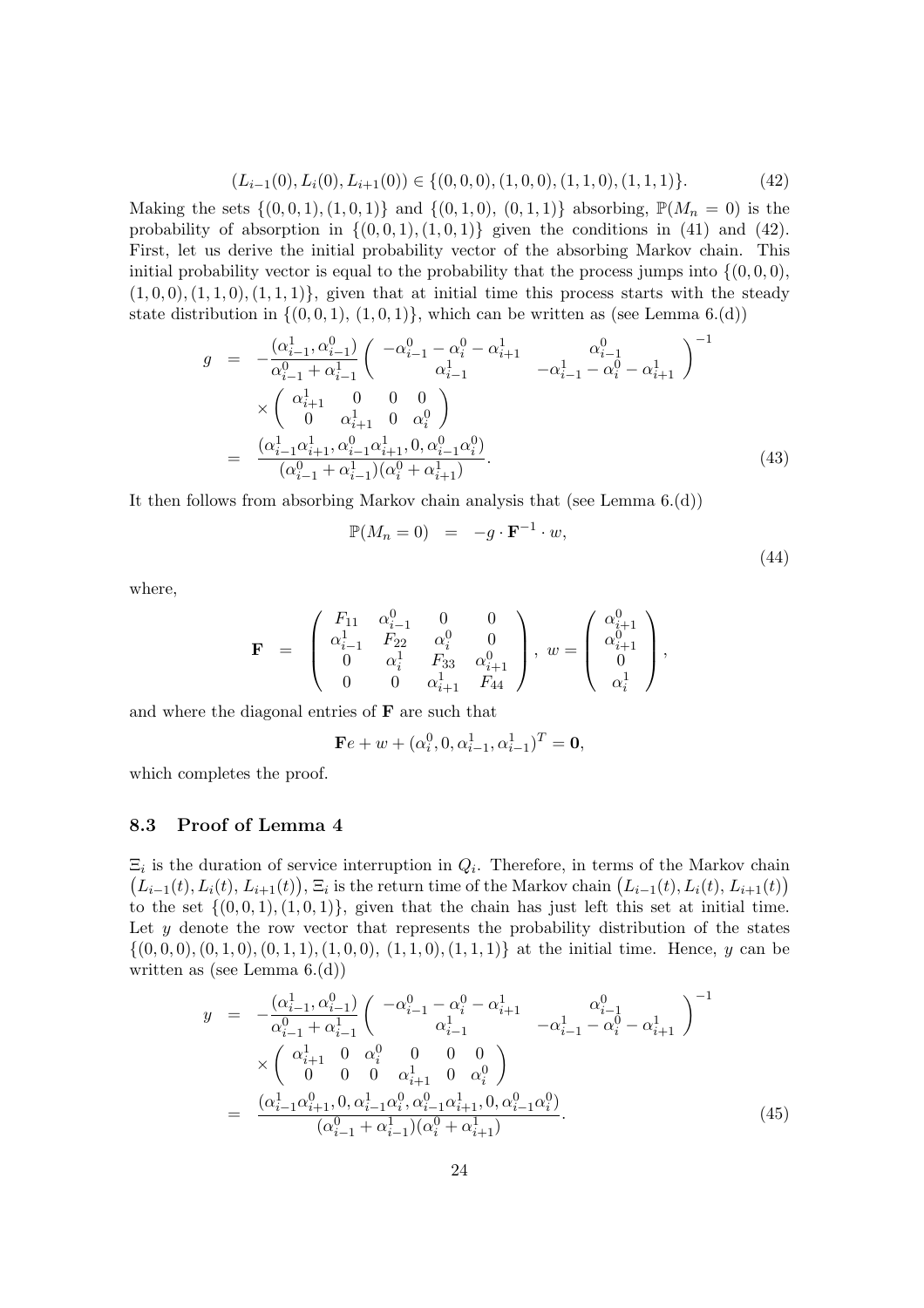$$(L_{i-1}(0), L_i(0), L_{i+1}(0)) \in \{(0,0,0), (1,0,0), (1,1,0), (1,1,1)\}. \tag{42}$$

Making the sets $\{(0,0,1),(1,0,1)\}$ and $\{(0,1,0),\ (0,1,1)\}$ absorbing, $\mathbb{P}(M_n = 0)$ is the probability of absorption in $\{(0,0,1),(1,0,1)\}$ given the conditions in (41) and (42). First, let us derive the initial probability vector of the absorbing Markov chain. This initial probability vector is equal to the probability that the process jumps into $\{(0,0,0),$ $(1,0,0),(1,1,0),(1,1,1)\}$, given that at initial time this process starts with the steady state distribution in $\{(0,0,1),\ (1,0,1)\}$, which can be written as (see Lemma 6.(d))

$$\begin{aligned}
g &= -\frac{(\alpha^1_{i-1}, \alpha^0_{i-1})}{\alpha^0_{i-1} + \alpha^1_{i-1}} \begin{pmatrix} -\alpha^0_{i-1} - \alpha^0_i - \alpha^1_{i+1} & \alpha^0_{i-1} \\ \alpha^1_{i-1} & -\alpha^1_{i-1} - \alpha^0_i - \alpha^1_{i+1} \end{pmatrix}^{-1} \\
&\quad \times \begin{pmatrix} \alpha^1_{i+1} & 0 & 0 & 0 \\ 0 & \alpha^1_{i+1} & 0 & \alpha^0_i \end{pmatrix} \\
&= \frac{(\alpha^1_{i-1}\alpha^1_{i+1}, \alpha^0_{i-1}\alpha^1_{i+1}, 0, \alpha^0_{i-1}\alpha^0_i)}{(\alpha^0_{i-1} + \alpha^1_{i-1})(\alpha^0_i + \alpha^1_{i+1})}.
\end{aligned} \tag{43}$$

It then follows from absorbing Markov chain analysis that (see Lemma 6.(d))

$$\mathbb{P}(M_n = 0) \;\; = \;\; -g \cdot \mathbf{F}^{-1} \cdot w, \tag{44}$$

where,

$$\mathbf{F} \;\; = \;\; \begin{pmatrix} F_{11} & \alpha^0_{i-1} & 0 & 0 \\ \alpha^1_{i-1} & F_{22} & \alpha^0_i & 0 \\ 0 & \alpha^1_i & F_{33} & \alpha^0_{i+1} \\ 0 & 0 & \alpha^1_{i+1} & F_{44} \end{pmatrix}, \; w = \begin{pmatrix} \alpha^0_{i+1} \\ \alpha^0_{i+1} \\ 0 \\ \alpha^1_i \end{pmatrix},$$

and where the diagonal entries of $\mathbf{F}$ are such that

$$\mathbf{F}e + w + (\alpha^0_i, 0, \alpha^1_{i-1}, \alpha^1_{i-1})^T = \mathbf{0},$$

which completes the proof.

### 8.3 Proof of Lemma 4

$\Xi_i$ is the duration of service interruption in $Q_i$. Therefore, in terms of the Markov chain $\big(L_{i-1}(t), L_i(t), L_{i+1}(t)\big)$, $\Xi_i$ is the return time of the Markov chain $\big(L_{i-1}(t), L_i(t), L_{i+1}(t)\big)$ to the set $\{(0,0,1),(1,0,1)\}$, given that the chain has just left this set at initial time. Let $y$ denote the row vector that represents the probability distribution of the states $\{(0,0,0),(0,1,0),(0,1,1),(1,0,0),\ (1,1,0),(1,1,1)\}$ at the initial time. Hence, $y$ can be written as (see Lemma 6.(d))

$$\begin{aligned}
y &= -\frac{(\alpha^1_{i-1}, \alpha^0_{i-1})}{\alpha^0_{i-1} + \alpha^1_{i-1}} \begin{pmatrix} -\alpha^0_{i-1} - \alpha^0_i - \alpha^1_{i+1} & \alpha^0_{i-1} \\ \alpha^1_{i-1} & -\alpha^1_{i-1} - \alpha^0_i - \alpha^1_{i+1} \end{pmatrix}^{-1} \\
&\quad \times \begin{pmatrix} \alpha^1_{i+1} & 0 & \alpha^0_i & 0 & 0 & 0 \\ 0 & 0 & 0 & \alpha^1_{i+1} & 0 & \alpha^0_i \end{pmatrix} \\
&= \frac{(\alpha^1_{i-1}\alpha^0_{i+1}, 0, \alpha^1_{i-1}\alpha^0_i, \alpha^0_{i-1}\alpha^1_{i+1}, 0, \alpha^0_{i-1}\alpha^0_i)}{(\alpha^0_{i-1} + \alpha^1_{i-1})(\alpha^0_i + \alpha^1_{i+1})}.
\end{aligned} \tag{45}$$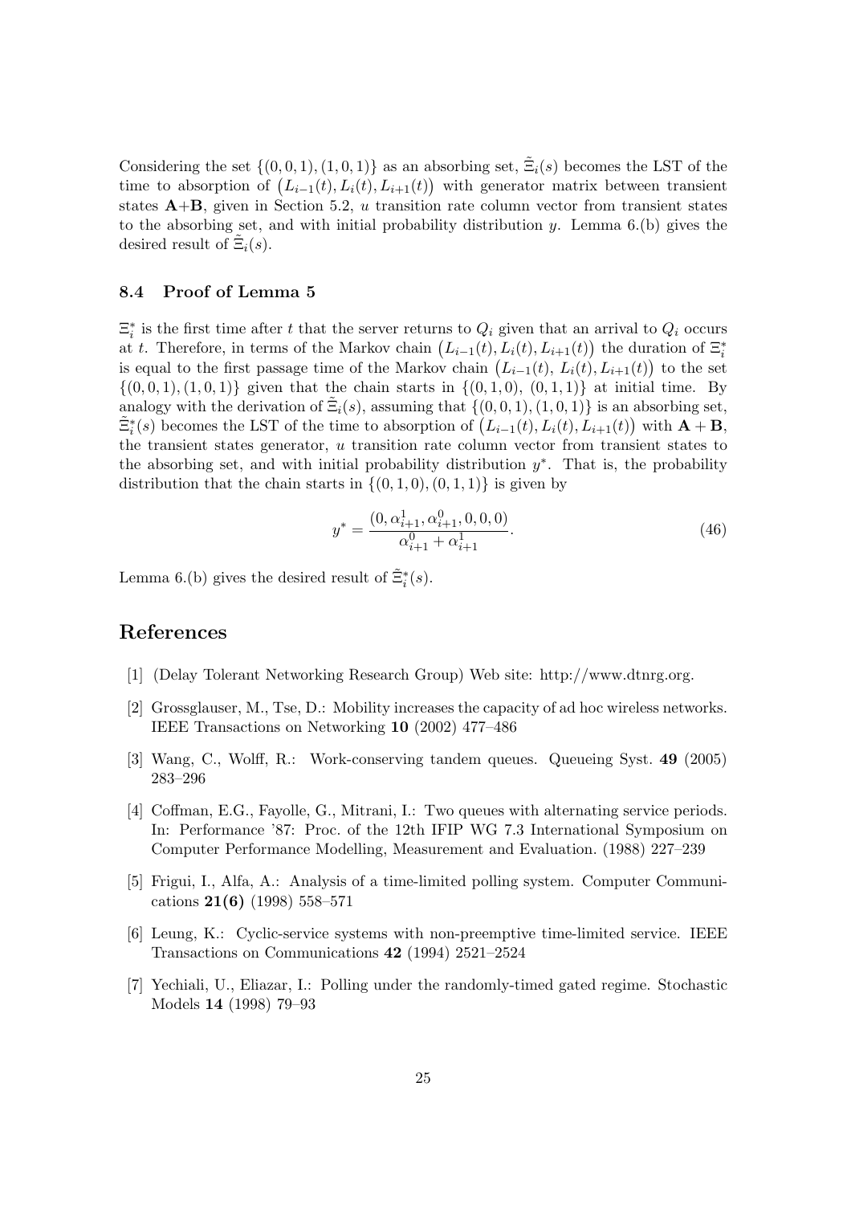Considering the set $\{(0,0,1),(1,0,1)\}$ as an absorbing set, $\tilde{\Xi}_i(s)$ becomes the LST of the time to absorption of $\big(L_{i-1}(t), L_i(t), L_{i+1}(t)\big)$ with generator matrix between transient states **A**+**B**, given in Section 5.2, $u$ transition rate column vector from transient states to the absorbing set, and with initial probability distribution $y$. Lemma 6.(b) gives the desired result of $\tilde{\Xi}_i(s)$.

### 8.4 Proof of Lemma 5

$\Xi_i^*$ is the first time after $t$ that the server returns to $Q_i$ given that an arrival to $Q_i$ occurs at $t$. Therefore, in terms of the Markov chain $\big(L_{i-1}(t), L_i(t), L_{i+1}(t)\big)$ the duration of $\Xi_i^*$ is equal to the first passage time of the Markov chain $\big(L_{i-1}(t),\, L_i(t), L_{i+1}(t)\big)$ to the set $\{(0,0,1),(1,0,1)\}$ given that the chain starts in $\{(0,1,0),\,(0,1,1)\}$ at initial time. By analogy with the derivation of $\tilde{\Xi}_i(s)$, assuming that $\{(0,0,1),(1,0,1)\}$ is an absorbing set, $\tilde{\Xi}_i^*(s)$ becomes the LST of the time to absorption of $\big(L_{i-1}(t), L_i(t), L_{i+1}(t)\big)$ with $\mathbf{A}+\mathbf{B}$, the transient states generator, $u$ transition rate column vector from transient states to the absorbing set, and with initial probability distribution $y^*$. That is, the probability distribution that the chain starts in $\{(0,1,0),(0,1,1)\}$ is given by

$$y^* = \frac{(0, \alpha_{i+1}^1, \alpha_{i+1}^0, 0, 0, 0)}{\alpha_{i+1}^0 + \alpha_{i+1}^1}. \tag{46}$$

Lemma 6.(b) gives the desired result of $\tilde{\Xi}_i^*(s)$.

## References

[1] (Delay Tolerant Networking Research Group) Web site: http://www.dtnrg.org.

[2] Grossglauser, M., Tse, D.: Mobility increases the capacity of ad hoc wireless networks. IEEE Transactions on Networking **10** (2002) 477–486

[3] Wang, C., Wolff, R.: Work-conserving tandem queues. Queueing Syst. **49** (2005) 283–296

[4] Coffman, E.G., Fayolle, G., Mitrani, I.: Two queues with alternating service periods. In: Performance '87: Proc. of the 12th IFIP WG 7.3 International Symposium on Computer Performance Modelling, Measurement and Evaluation. (1988) 227–239

[5] Frigui, I., Alfa, A.: Analysis of a time-limited polling system. Computer Communications **21(6)** (1998) 558–571

[6] Leung, K.: Cyclic-service systems with non-preemptive time-limited service. IEEE Transactions on Communications **42** (1994) 2521–2524

[7] Yechiali, U., Eliazar, I.: Polling under the randomly-timed gated regime. Stochastic Models **14** (1998) 79–93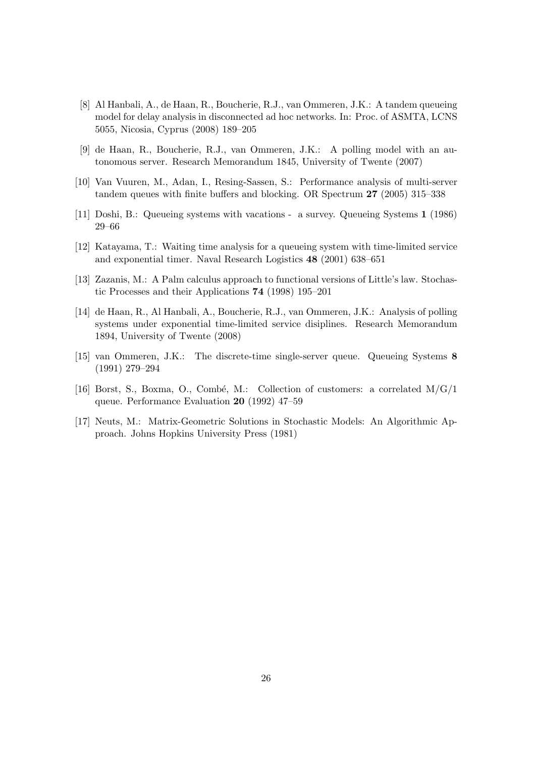[8] Al Hanbali, A., de Haan, R., Boucherie, R.J., van Ommeren, J.K.: A tandem queueing model for delay analysis in disconnected ad hoc networks. In: Proc. of ASMTA, LCNS 5055, Nicosia, Cyprus (2008) 189–205

[9] de Haan, R., Boucherie, R.J., van Ommeren, J.K.: A polling model with an autonomous server. Research Memorandum 1845, University of Twente (2007)

[10] Van Vuuren, M., Adan, I., Resing-Sassen, S.: Performance analysis of multi-server tandem queues with finite buffers and blocking. OR Spectrum **27** (2005) 315–338

[11] Doshi, B.: Queueing systems with vacations - a survey. Queueing Systems **1** (1986) 29–66

[12] Katayama, T.: Waiting time analysis for a queueing system with time-limited service and exponential timer. Naval Research Logistics **48** (2001) 638–651

[13] Zazanis, M.: A Palm calculus approach to functional versions of Little's law. Stochastic Processes and their Applications **74** (1998) 195–201

[14] de Haan, R., Al Hanbali, A., Boucherie, R.J., van Ommeren, J.K.: Analysis of polling systems under exponential time-limited service disiplines. Research Memorandum 1894, University of Twente (2008)

[15] van Ommeren, J.K.: The discrete-time single-server queue. Queueing Systems **8** (1991) 279–294

[16] Borst, S., Boxma, O., Combé, M.: Collection of customers: a correlated M/G/1 queue. Performance Evaluation **20** (1992) 47–59

[17] Neuts, M.: Matrix-Geometric Solutions in Stochastic Models: An Algorithmic Approach. Johns Hopkins University Press (1981)